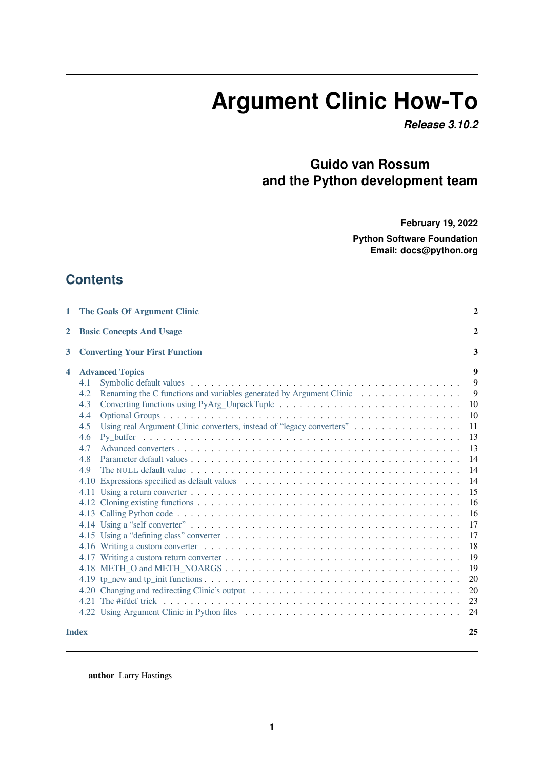# Argument Clinic How-To

***Release 3.10.2***

**Guido van Rossum**
**and the Python development team**

**February 19, 2022**

**Python Software Foundation**
**Email: docs@python.org**

## Contents

- **1 The Goals Of Argument Clinic** — 2
- **2 Basic Concepts And Usage** — 2
- **3 Converting Your First Function** — 3
- **4 Advanced Topics** — 9
  - 4.1 Symbolic default values — 9
  - 4.2 Renaming the C functions and variables generated by Argument Clinic — 9
  - 4.3 Converting functions using PyArg_UnpackTuple — 10
  - 4.4 Optional Groups — 10
  - 4.5 Using real Argument Clinic converters, instead of "legacy converters" — 11
  - 4.6 Py_buffer — 13
  - 4.7 Advanced converters — 13
  - 4.8 Parameter default values — 14
  - 4.9 The `NULL` default value — 14
  - 4.10 Expressions specified as default values — 14
  - 4.11 Using a return converter — 15
  - 4.12 Cloning existing functions — 16
  - 4.13 Calling Python code — 16
  - 4.14 Using a "self converter" — 17
  - 4.15 Using a "defining class" converter — 17
  - 4.16 Writing a custom converter — 18
  - 4.17 Writing a custom return converter — 19
  - 4.18 METH_O and METH_NOARGS — 19
  - 4.19 tp_new and tp_init functions — 20
  - 4.20 Changing and redirecting Clinic's output — 20
  - 4.21 The #ifdef trick — 23
  - 4.22 Using Argument Clinic in Python files — 24
- **Index** — 25

**author** Larry Hastings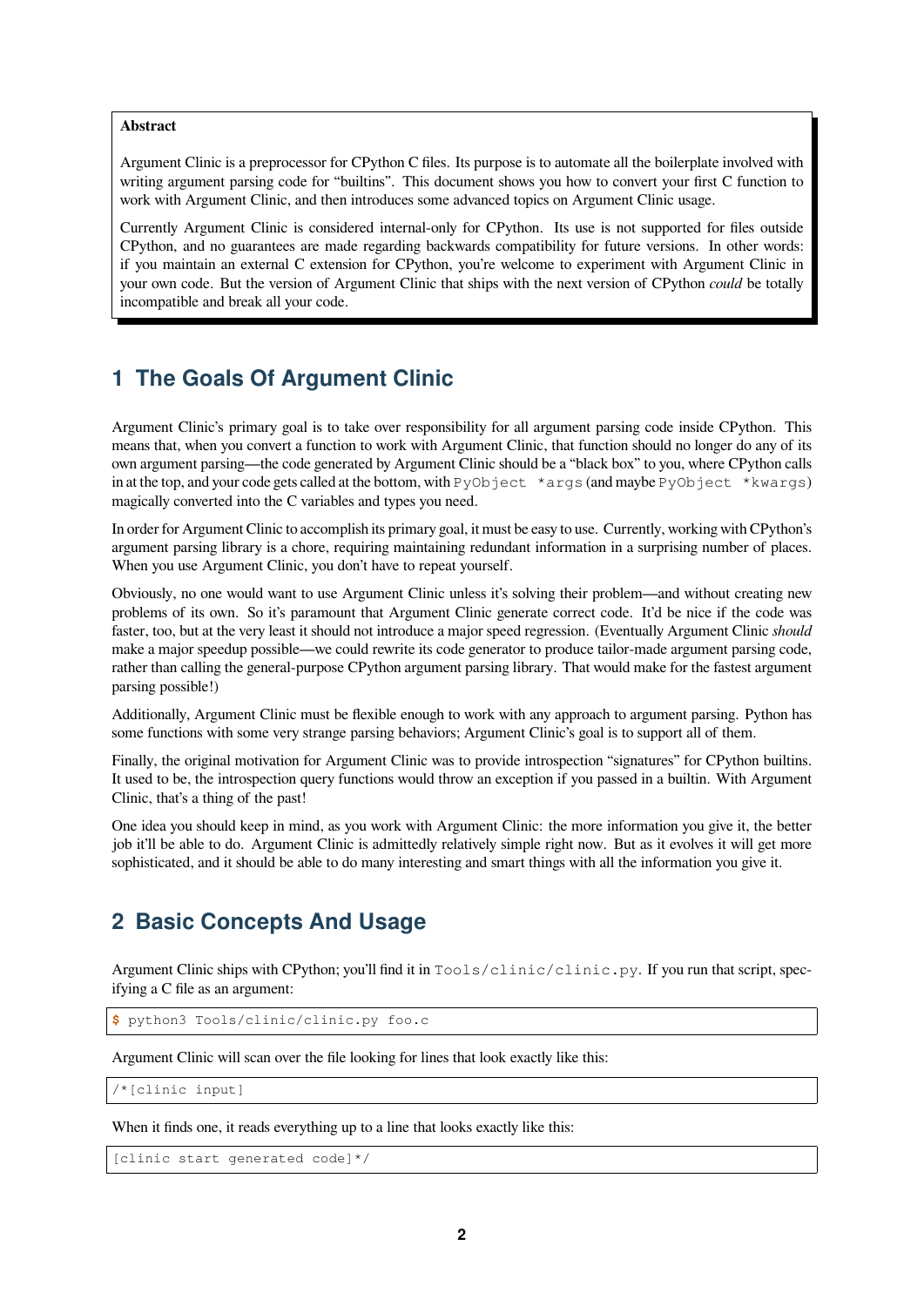**Abstract**

Argument Clinic is a preprocessor for CPython C files. Its purpose is to automate all the boilerplate involved with writing argument parsing code for "builtins". This document shows you how to convert your first C function to work with Argument Clinic, and then introduces some advanced topics on Argument Clinic usage.

Currently Argument Clinic is considered internal-only for CPython. Its use is not supported for files outside CPython, and no guarantees are made regarding backwards compatibility for future versions. In other words: if you maintain an external C extension for CPython, you're welcome to experiment with Argument Clinic in your own code. But the version of Argument Clinic that ships with the next version of CPython *could* be totally incompatible and break all your code.

# 1 The Goals Of Argument Clinic

Argument Clinic's primary goal is to take over responsibility for all argument parsing code inside CPython. This means that, when you convert a function to work with Argument Clinic, that function should no longer do any of its own argument parsing—the code generated by Argument Clinic should be a "black box" to you, where CPython calls in at the top, and your code gets called at the bottom, with `PyObject *args` (and maybe `PyObject *kwargs`) magically converted into the C variables and types you need.

In order for Argument Clinic to accomplish its primary goal, it must be easy to use. Currently, working with CPython's argument parsing library is a chore, requiring maintaining redundant information in a surprising number of places. When you use Argument Clinic, you don't have to repeat yourself.

Obviously, no one would want to use Argument Clinic unless it's solving their problem—and without creating new problems of its own. So it's paramount that Argument Clinic generate correct code. It'd be nice if the code was faster, too, but at the very least it should not introduce a major speed regression. (Eventually Argument Clinic *should* make a major speedup possible—we could rewrite its code generator to produce tailor-made argument parsing code, rather than calling the general-purpose CPython argument parsing library. That would make for the fastest argument parsing possible!)

Additionally, Argument Clinic must be flexible enough to work with any approach to argument parsing. Python has some functions with some very strange parsing behaviors; Argument Clinic's goal is to support all of them.

Finally, the original motivation for Argument Clinic was to provide introspection "signatures" for CPython builtins. It used to be, the introspection query functions would throw an exception if you passed in a builtin. With Argument Clinic, that's a thing of the past!

One idea you should keep in mind, as you work with Argument Clinic: the more information you give it, the better job it'll be able to do. Argument Clinic is admittedly relatively simple right now. But as it evolves it will get more sophisticated, and it should be able to do many interesting and smart things with all the information you give it.

# 2 Basic Concepts And Usage

Argument Clinic ships with CPython; you'll find it in `Tools/clinic/clinic.py`. If you run that script, specifying a C file as an argument:

```
$ python3 Tools/clinic/clinic.py foo.c
```

Argument Clinic will scan over the file looking for lines that look exactly like this:

```
/*[clinic input]
```

When it finds one, it reads everything up to a line that looks exactly like this:

```
[clinic start generated code]*/
```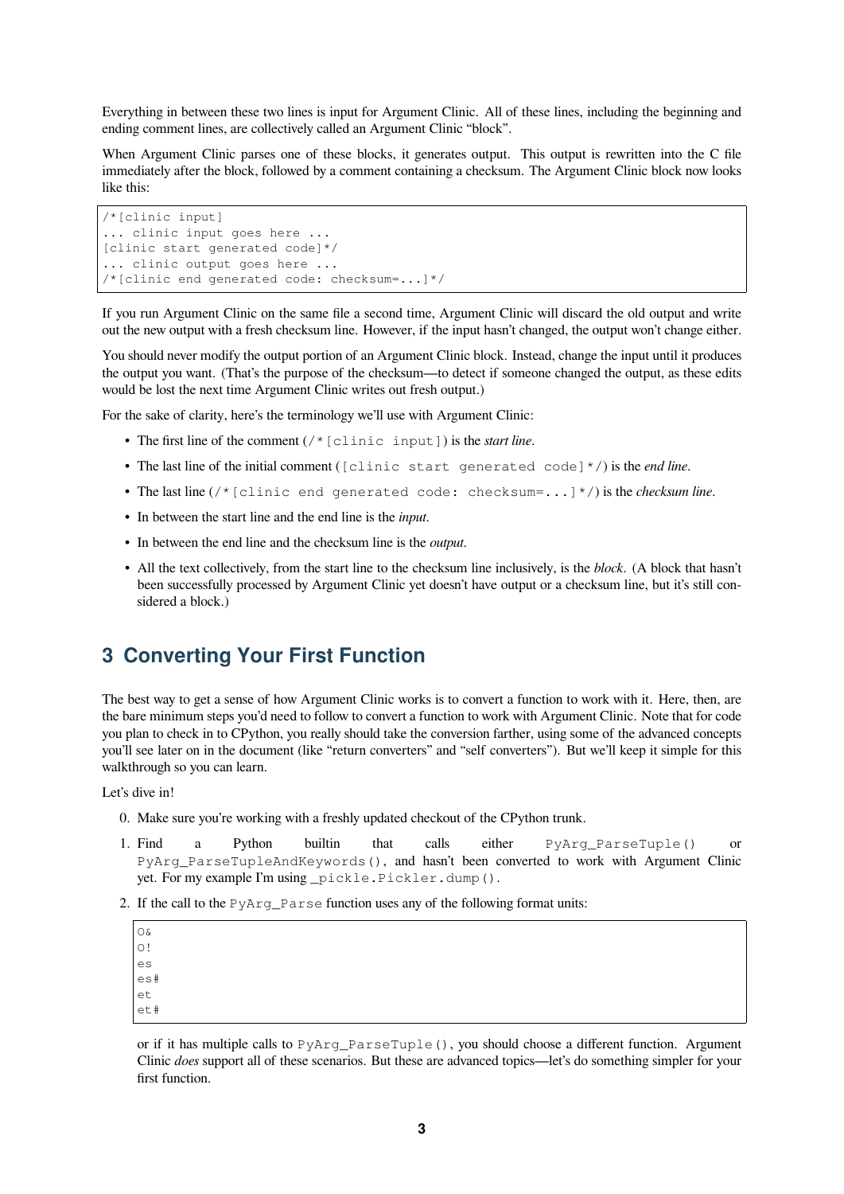Everything in between these two lines is input for Argument Clinic. All of these lines, including the beginning and ending comment lines, are collectively called an Argument Clinic "block".

When Argument Clinic parses one of these blocks, it generates output. This output is rewritten into the C file immediately after the block, followed by a comment containing a checksum. The Argument Clinic block now looks like this:

```
/*[clinic input]
... clinic input goes here ...
[clinic start generated code]*/
... clinic output goes here ...
/*[clinic end generated code: checksum=...]*/
```

If you run Argument Clinic on the same file a second time, Argument Clinic will discard the old output and write out the new output with a fresh checksum line. However, if the input hasn't changed, the output won't change either.

You should never modify the output portion of an Argument Clinic block. Instead, change the input until it produces the output you want. (That's the purpose of the checksum—to detect if someone changed the output, as these edits would be lost the next time Argument Clinic writes out fresh output.)

For the sake of clarity, here's the terminology we'll use with Argument Clinic:

- The first line of the comment (`/*[clinic input]`) is the *start line*.
- The last line of the initial comment (`[clinic start generated code]*/`) is the *end line*.
- The last line (`/*[clinic end generated code: checksum=...]*/`) is the *checksum line*.
- In between the start line and the end line is the *input*.
- In between the end line and the checksum line is the *output*.
- All the text collectively, from the start line to the checksum line inclusively, is the *block*. (A block that hasn't been successfully processed by Argument Clinic yet doesn't have output or a checksum line, but it's still considered a block.)

# 3 Converting Your First Function

The best way to get a sense of how Argument Clinic works is to convert a function to work with it. Here, then, are the bare minimum steps you'd need to follow to convert a function to work with Argument Clinic. Note that for code you plan to check in to CPython, you really should take the conversion farther, using some of the advanced concepts you'll see later on in the document (like "return converters" and "self converters"). But we'll keep it simple for this walkthrough so you can learn.

Let's dive in!

0. Make sure you're working with a freshly updated checkout of the CPython trunk.
1. Find a Python builtin that calls either `PyArg_ParseTuple()` or `PyArg_ParseTupleAndKeywords()`, and hasn't been converted to work with Argument Clinic yet. For my example I'm using `_pickle.Pickler.dump()`.
2. If the call to the `PyArg_Parse` function uses any of the following format units:

   ```
   O&
   O!
   es
   es#
   et
   et#
   ```

   or if it has multiple calls to `PyArg_ParseTuple()`, you should choose a different function. Argument Clinic *does* support all of these scenarios. But these are advanced topics—let's do something simpler for your first function.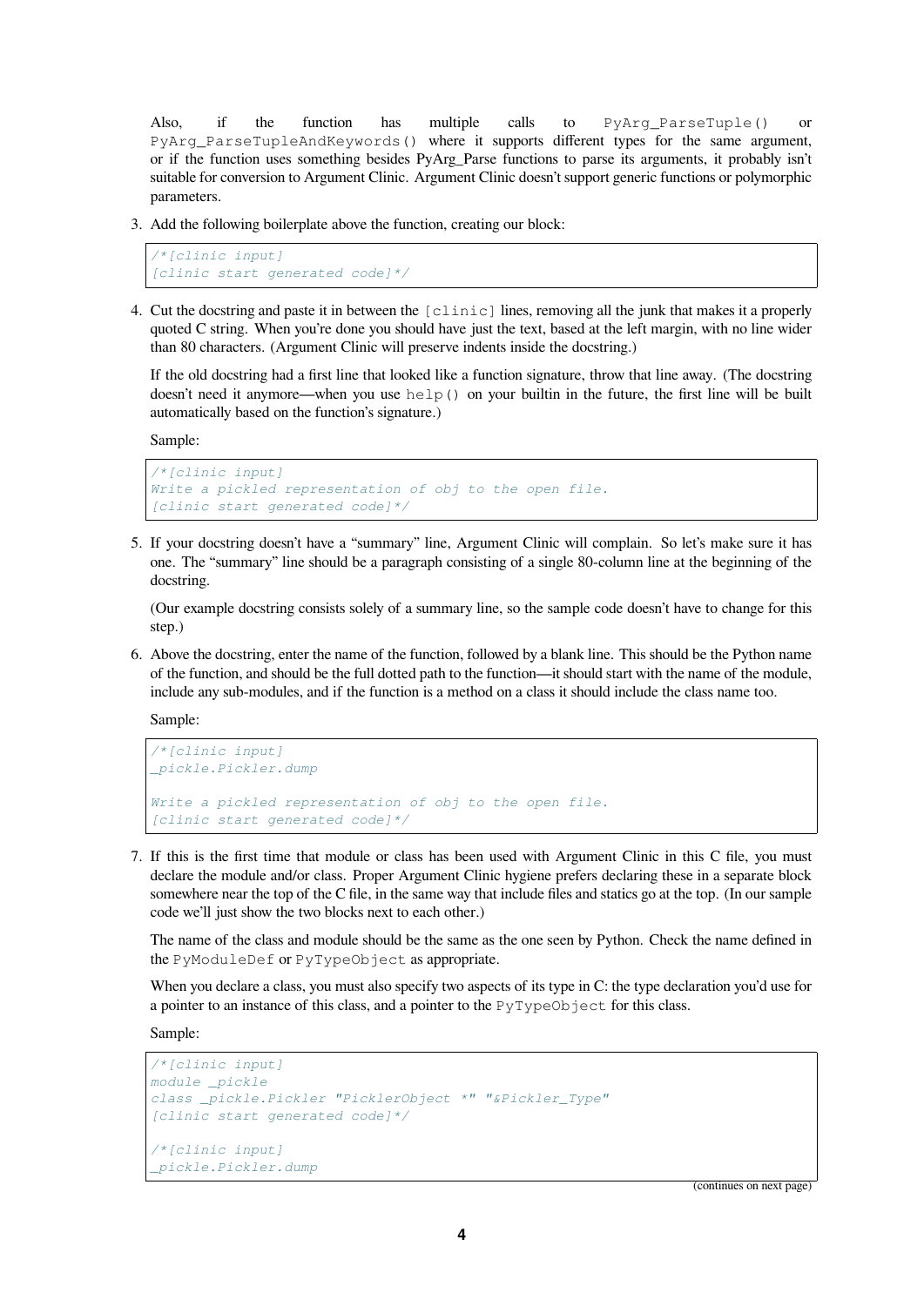Also, if the function has multiple calls to `PyArg_ParseTuple()` or `PyArg_ParseTupleAndKeywords()` where it supports different types for the same argument, or if the function uses something besides PyArg_Parse functions to parse its arguments, it probably isn't suitable for conversion to Argument Clinic. Argument Clinic doesn't support generic functions or polymorphic parameters.

3. Add the following boilerplate above the function, creating our block:

```
/*[clinic input]
[clinic start generated code]*/
```

4. Cut the docstring and paste it in between the `[clinic]` lines, removing all the junk that makes it a properly quoted C string. When you're done you should have just the text, based at the left margin, with no line wider than 80 characters. (Argument Clinic will preserve indents inside the docstring.)

   If the old docstring had a first line that looked like a function signature, throw that line away. (The docstring doesn't need it anymore—when you use `help()` on your builtin in the future, the first line will be built automatically based on the function's signature.)

   Sample:

```
/*[clinic input]
Write a pickled representation of obj to the open file.
[clinic start generated code]*/
```

5. If your docstring doesn't have a "summary" line, Argument Clinic will complain. So let's make sure it has one. The "summary" line should be a paragraph consisting of a single 80-column line at the beginning of the docstring.

   (Our example docstring consists solely of a summary line, so the sample code doesn't have to change for this step.)

6. Above the docstring, enter the name of the function, followed by a blank line. This should be the Python name of the function, and should be the full dotted path to the function—it should start with the name of the module, include any sub-modules, and if the function is a method on a class it should include the class name too.

   Sample:

```
/*[clinic input]
_pickle.Pickler.dump

Write a pickled representation of obj to the open file.
[clinic start generated code]*/
```

7. If this is the first time that module or class has been used with Argument Clinic in this C file, you must declare the module and/or class. Proper Argument Clinic hygiene prefers declaring these in a separate block somewhere near the top of the C file, in the same way that include files and statics go at the top. (In our sample code we'll just show the two blocks next to each other.)

   The name of the class and module should be the same as the one seen by Python. Check the name defined in the `PyModuleDef` or `PyTypeObject` as appropriate.

   When you declare a class, you must also specify two aspects of its type in C: the type declaration you'd use for a pointer to an instance of this class, and a pointer to the `PyTypeObject` for this class.

   Sample:

```
/*[clinic input]
module _pickle
class _pickle.Pickler "PicklerObject *" "&Pickler_Type"
[clinic start generated code]*/

/*[clinic input]
_pickle.Pickler.dump
```

(continues on next page)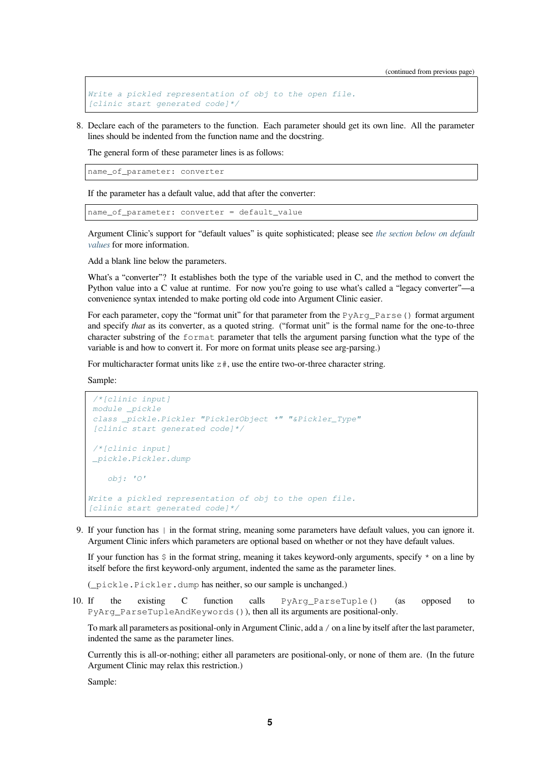(continued from previous page)

```
Write a pickled representation of obj to the open file.
[clinic start generated code]*/
```

8. Declare each of the parameters to the function. Each parameter should get its own line. All the parameter lines should be indented from the function name and the docstring.

   The general form of these parameter lines is as follows:

   ```
   name_of_parameter: converter
   ```

   If the parameter has a default value, add that after the converter:

   ```
   name_of_parameter: converter = default_value
   ```

   Argument Clinic's support for "default values" is quite sophisticated; please see *the section below on default values* for more information.

   Add a blank line below the parameters.

   What's a "converter"? It establishes both the type of the variable used in C, and the method to convert the Python value into a C value at runtime. For now you're going to use what's called a "legacy converter"—a convenience syntax intended to make porting old code into Argument Clinic easier.

   For each parameter, copy the "format unit" for that parameter from the `PyArg_Parse()` format argument and specify *that* as its converter, as a quoted string. ("format unit" is the formal name for the one-to-three character substring of the `format` parameter that tells the argument parsing function what the type of the variable is and how to convert it. For more on format units please see arg-parsing.)

   For multicharacter format units like `z#`, use the entire two-or-three character string.

   Sample:

   ```
   /*[clinic input]
   module _pickle
   class _pickle.Pickler "PicklerObject *" "&Pickler_Type"
   [clinic start generated code]*/

   /*[clinic input]
   _pickle.Pickler.dump

       obj: 'O'

   Write a pickled representation of obj to the open file.
   [clinic start generated code]*/
   ```

9. If your function has `|` in the format string, meaning some parameters have default values, you can ignore it. Argument Clinic infers which parameters are optional based on whether or not they have default values.

   If your function has `$` in the format string, meaning it takes keyword-only arguments, specify `*` on a line by itself before the first keyword-only argument, indented the same as the parameter lines.

   (`_pickle.Pickler.dump` has neither, so our sample is unchanged.)

10. If the existing C function calls `PyArg_ParseTuple()` (as opposed to `PyArg_ParseTupleAndKeywords()`), then all its arguments are positional-only.

    To mark all parameters as positional-only in Argument Clinic, add a `/` on a line by itself after the last parameter, indented the same as the parameter lines.

    Currently this is all-or-nothing; either all parameters are positional-only, or none of them are. (In the future Argument Clinic may relax this restriction.)

    Sample: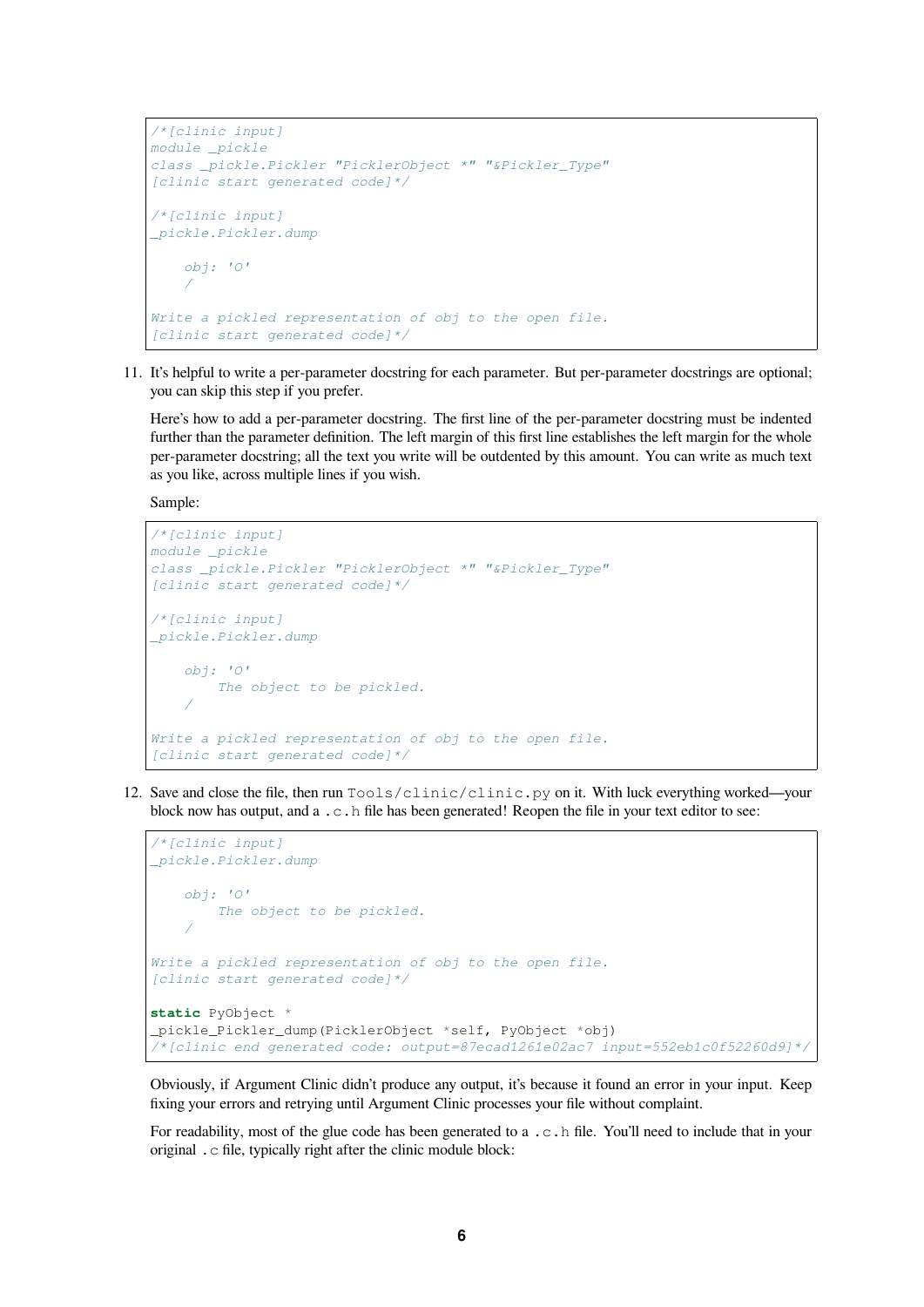```
/*[clinic input]
module _pickle
class _pickle.Pickler "PicklerObject *" "&Pickler_Type"
[clinic start generated code]*/

/*[clinic input]
_pickle.Pickler.dump

    obj: 'O'
    /

Write a pickled representation of obj to the open file.
[clinic start generated code]*/
```

11. It's helpful to write a per-parameter docstring for each parameter. But per-parameter docstrings are optional; you can skip this step if you prefer.

    Here's how to add a per-parameter docstring. The first line of the per-parameter docstring must be indented further than the parameter definition. The left margin of this first line establishes the left margin for the whole per-parameter docstring; all the text you write will be outdented by this amount. You can write as much text as you like, across multiple lines if you wish.

    Sample:

```
/*[clinic input]
module _pickle
class _pickle.Pickler "PicklerObject *" "&Pickler_Type"
[clinic start generated code]*/

/*[clinic input]
_pickle.Pickler.dump

    obj: 'O'
        The object to be pickled.
    /

Write a pickled representation of obj to the open file.
[clinic start generated code]*/
```

12. Save and close the file, then run `Tools/clinic/clinic.py` on it. With luck everything worked—your block now has output, and a `.c.h` file has been generated! Reopen the file in your text editor to see:

```
/*[clinic input]
_pickle.Pickler.dump

    obj: 'O'
        The object to be pickled.
    /

Write a pickled representation of obj to the open file.
[clinic start generated code]*/

static PyObject *
_pickle_Pickler_dump(PicklerObject *self, PyObject *obj)
/*[clinic end generated code: output=87ecad1261e02ac7 input=552eb1c0f52260d9]*/
```

    Obviously, if Argument Clinic didn't produce any output, it's because it found an error in your input. Keep fixing your errors and retrying until Argument Clinic processes your file without complaint.

    For readability, most of the glue code has been generated to a `.c.h` file. You'll need to include that in your original `.c` file, typically right after the clinic module block: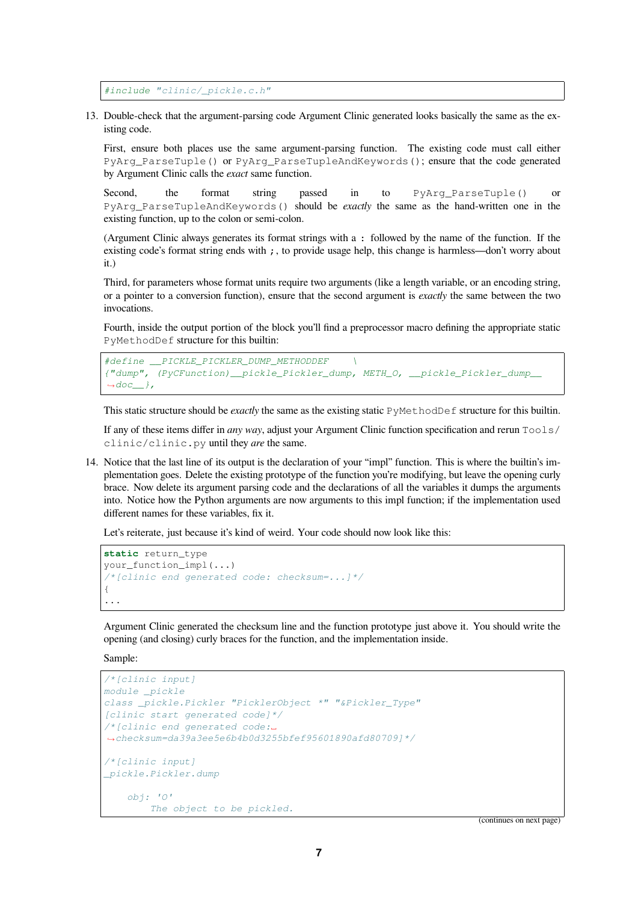```
#include "clinic/_pickle.c.h"
```

13. Double-check that the argument-parsing code Argument Clinic generated looks basically the same as the existing code.

    First, ensure both places use the same argument-parsing function. The existing code must call either `PyArg_ParseTuple()` or `PyArg_ParseTupleAndKeywords()`; ensure that the code generated by Argument Clinic calls the *exact* same function.

    Second, the format string passed in to `PyArg_ParseTuple()` or `PyArg_ParseTupleAndKeywords()` should be *exactly* the same as the hand-written one in the existing function, up to the colon or semi-colon.

    (Argument Clinic always generates its format strings with a `:` followed by the name of the function. If the existing code's format string ends with `;`, to provide usage help, this change is harmless—don't worry about it.)

    Third, for parameters whose format units require two arguments (like a length variable, or an encoding string, or a pointer to a conversion function), ensure that the second argument is *exactly* the same between the two invocations.

    Fourth, inside the output portion of the block you'll find a preprocessor macro defining the appropriate static `PyMethodDef` structure for this builtin:

    ```
    #define __PICKLE_PICKLER_DUMP_METHODDEF    \
    {"dump", (PyCFunction)__pickle_Pickler_dump, METH_O, __pickle_Pickler_dump__
    →doc__},
    ```

    This static structure should be *exactly* the same as the existing static `PyMethodDef` structure for this builtin.

    If any of these items differ in *any way*, adjust your Argument Clinic function specification and rerun `Tools/clinic/clinic.py` until they *are* the same.

14. Notice that the last line of its output is the declaration of your "impl" function. This is where the builtin's implementation goes. Delete the existing prototype of the function you're modifying, but leave the opening curly brace. Now delete its argument parsing code and the declarations of all the variables it dumps the arguments into. Notice how the Python arguments are now arguments to this impl function; if the implementation used different names for these variables, fix it.

    Let's reiterate, just because it's kind of weird. Your code should now look like this:

    ```
    static return_type
    your_function_impl(...)
    /*[clinic end generated code: checksum=...]*/
    {
    ...
    ```

    Argument Clinic generated the checksum line and the function prototype just above it. You should write the opening (and closing) curly braces for the function, and the implementation inside.

    Sample:

    ```
    /*[clinic input]
    module _pickle
    class _pickle.Pickler "PicklerObject *" "&Pickler_Type"
    [clinic start generated code]*/
    /*[clinic end generated code:␣
    →checksum=da39a3ee5e6b4b0d3255bfef95601890afd80709]*/

    /*[clinic input]
    _pickle.Pickler.dump

        obj: 'O'
            The object to be pickled.
    ```

    (continues on next page)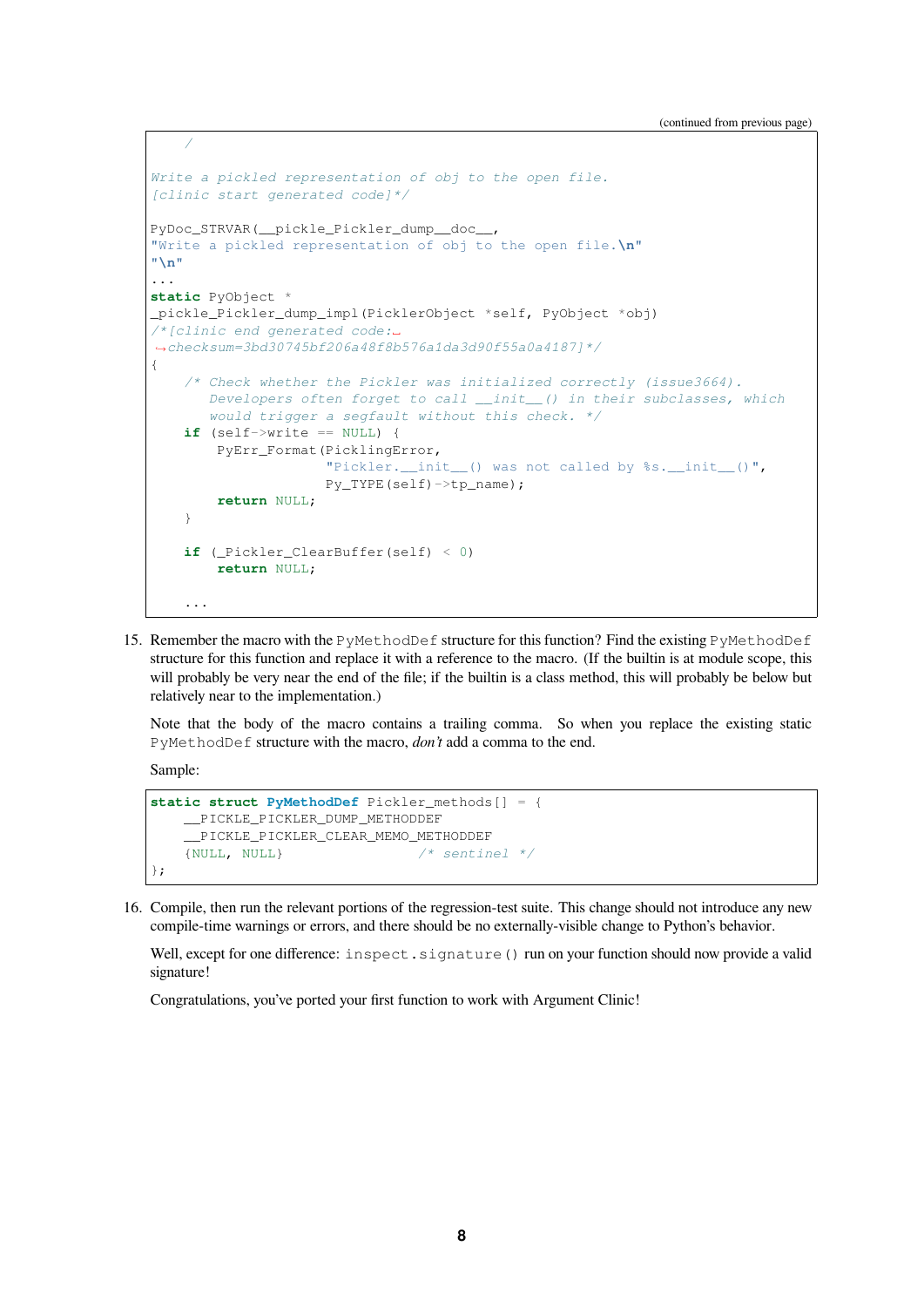```
    /

Write a pickled representation of obj to the open file.
[clinic start generated code]*/

PyDoc_STRVAR(__pickle_Pickler_dump__doc__,
"Write a pickled representation of obj to the open file.\n"
"\n"
...
static PyObject *
_pickle_Pickler_dump_impl(PicklerObject *self, PyObject *obj)
/*[clinic end generated code:␣
↪checksum=3bd30745bf206a48f8b576a1da3d90f55a0a4187]*/
{
    /* Check whether the Pickler was initialized correctly (issue3664).
       Developers often forget to call __init__() in their subclasses, which
       would trigger a segfault without this check. */
    if (self->write == NULL) {
        PyErr_Format(PicklingError,
                     "Pickler.__init__() was not called by %s.__init__()",
                     Py_TYPE(self)->tp_name);
        return NULL;
    }

    if (_Pickler_ClearBuffer(self) < 0)
        return NULL;

    ...
```

15. Remember the macro with the `PyMethodDef` structure for this function? Find the existing `PyMethodDef` structure for this function and replace it with a reference to the macro. (If the builtin is at module scope, this will probably be very near the end of the file; if the builtin is a class method, this will probably be below but relatively near to the implementation.)

    Note that the body of the macro contains a trailing comma. So when you replace the existing static `PyMethodDef` structure with the macro, *don't* add a comma to the end.

    Sample:

```
static struct PyMethodDef Pickler_methods[] = {
    __PICKLE_PICKLER_DUMP_METHODDEF
    __PICKLE_PICKLER_CLEAR_MEMO_METHODDEF
    {NULL, NULL}                /* sentinel */
};
```

16. Compile, then run the relevant portions of the regression-test suite. This change should not introduce any new compile-time warnings or errors, and there should be no externally-visible change to Python's behavior.

    Well, except for one difference: `inspect.signature()` run on your function should now provide a valid signature!

    Congratulations, you've ported your first function to work with Argument Clinic!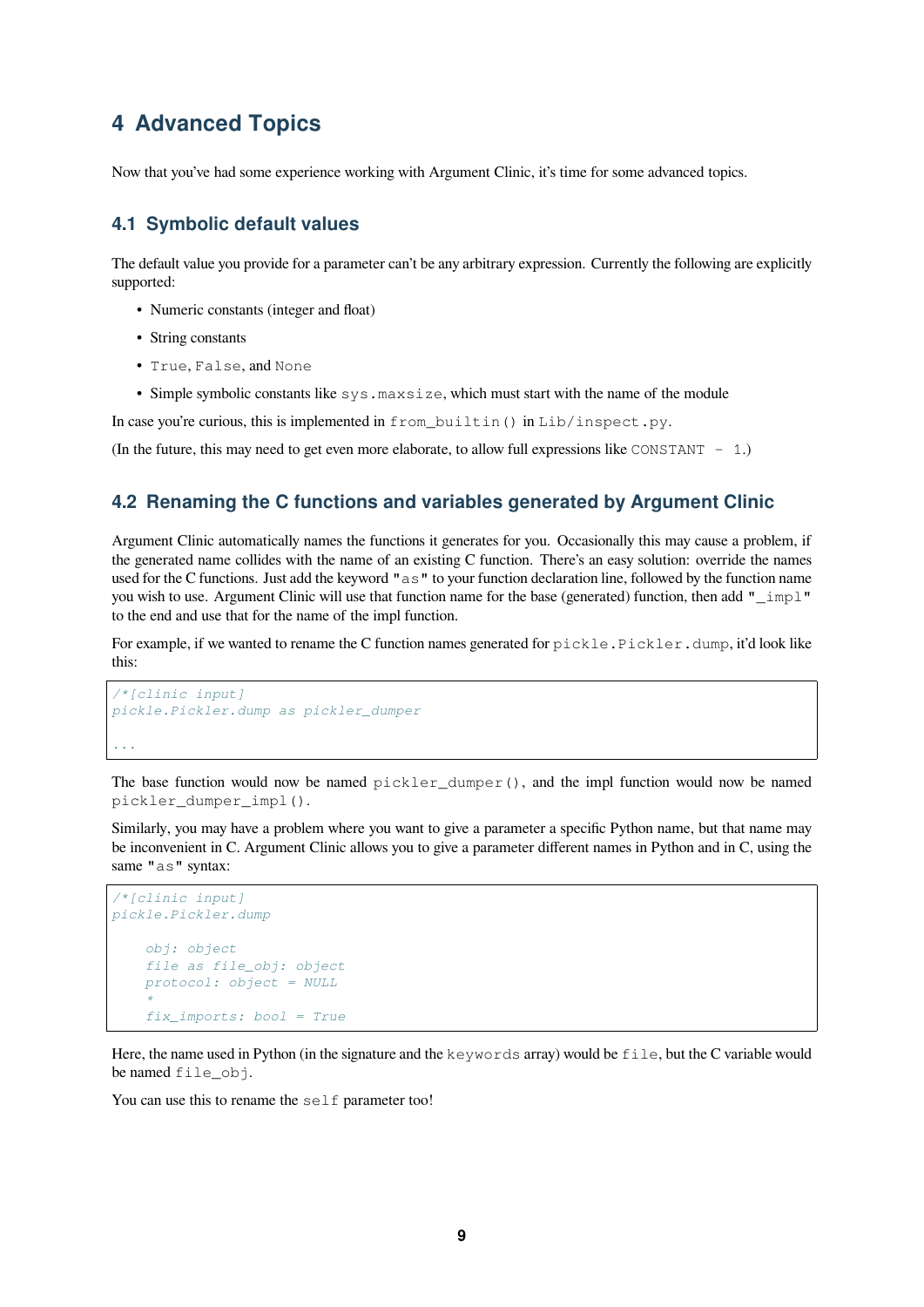# 4 Advanced Topics

Now that you've had some experience working with Argument Clinic, it's time for some advanced topics.

## 4.1 Symbolic default values

The default value you provide for a parameter can't be any arbitrary expression. Currently the following are explicitly supported:

- Numeric constants (integer and float)
- String constants
- `True`, `False`, and `None`
- Simple symbolic constants like `sys.maxsize`, which must start with the name of the module

In case you're curious, this is implemented in `from_builtin()` in `Lib/inspect.py`.

(In the future, this may need to get even more elaborate, to allow full expressions like `CONSTANT - 1`.)

## 4.2 Renaming the C functions and variables generated by Argument Clinic

Argument Clinic automatically names the functions it generates for you. Occasionally this may cause a problem, if the generated name collides with the name of an existing C function. There's an easy solution: override the names used for the C functions. Just add the keyword `"as"` to your function declaration line, followed by the function name you wish to use. Argument Clinic will use that function name for the base (generated) function, then add `"_impl"` to the end and use that for the name of the impl function.

For example, if we wanted to rename the C function names generated for `pickle.Pickler.dump`, it'd look like this:

```
/*[clinic input]
pickle.Pickler.dump as pickler_dumper

...
```

The base function would now be named `pickler_dumper()`, and the impl function would now be named `pickler_dumper_impl()`.

Similarly, you may have a problem where you want to give a parameter a specific Python name, but that name may be inconvenient in C. Argument Clinic allows you to give a parameter different names in Python and in C, using the same `"as"` syntax:

```
/*[clinic input]
pickle.Pickler.dump

    obj: object
    file as file_obj: object
    protocol: object = NULL
    *
    fix_imports: bool = True
```

Here, the name used in Python (in the signature and the `keywords` array) would be `file`, but the C variable would be named `file_obj`.

You can use this to rename the `self` parameter too!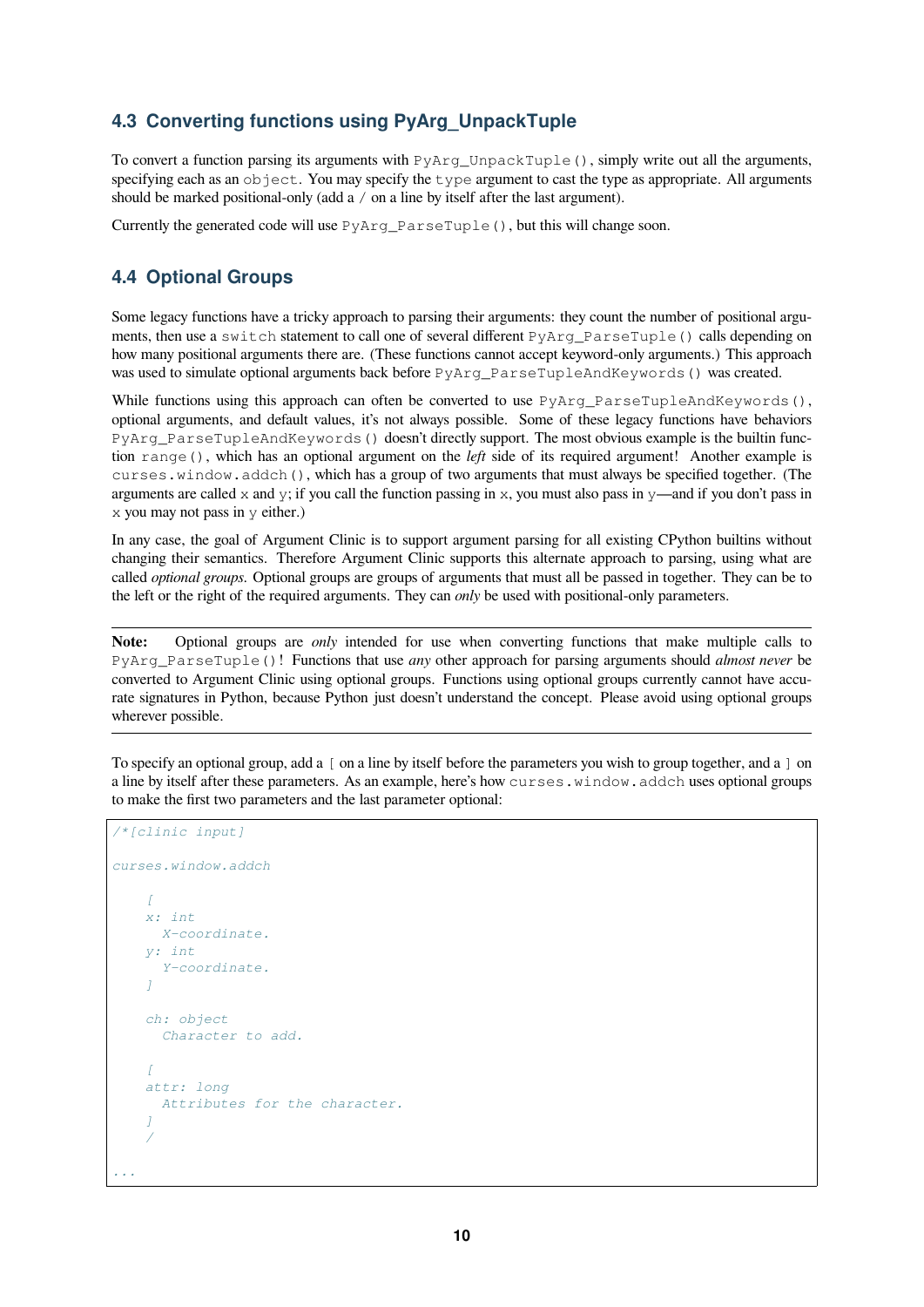## 4.3 Converting functions using PyArg_UnpackTuple

To convert a function parsing its arguments with `PyArg_UnpackTuple()`, simply write out all the arguments, specifying each as an `object`. You may specify the `type` argument to cast the type as appropriate. All arguments should be marked positional-only (add a `/` on a line by itself after the last argument).

Currently the generated code will use `PyArg_ParseTuple()`, but this will change soon.

## 4.4 Optional Groups

Some legacy functions have a tricky approach to parsing their arguments: they count the number of positional arguments, then use a `switch` statement to call one of several different `PyArg_ParseTuple()` calls depending on how many positional arguments there are. (These functions cannot accept keyword-only arguments.) This approach was used to simulate optional arguments back before `PyArg_ParseTupleAndKeywords()` was created.

While functions using this approach can often be converted to use `PyArg_ParseTupleAndKeywords()`, optional arguments, and default values, it's not always possible. Some of these legacy functions have behaviors `PyArg_ParseTupleAndKeywords()` doesn't directly support. The most obvious example is the builtin function `range()`, which has an optional argument on the *left* side of its required argument! Another example is `curses.window.addch()`, which has a group of two arguments that must always be specified together. (The arguments are called `x` and `y`; if you call the function passing in `x`, you must also pass in `y`—and if you don't pass in `x` you may not pass in `y` either.)

In any case, the goal of Argument Clinic is to support argument parsing for all existing CPython builtins without changing their semantics. Therefore Argument Clinic supports this alternate approach to parsing, using what are called *optional groups*. Optional groups are groups of arguments that must all be passed in together. They can be to the left or the right of the required arguments. They can *only* be used with positional-only parameters.

---

**Note:** Optional groups are *only* intended for use when converting functions that make multiple calls to `PyArg_ParseTuple()`! Functions that use *any* other approach for parsing arguments should *almost never* be converted to Argument Clinic using optional groups. Functions using optional groups currently cannot have accurate signatures in Python, because Python just doesn't understand the concept. Please avoid using optional groups wherever possible.

---

To specify an optional group, add a `[` on a line by itself before the parameters you wish to group together, and a `]` on a line by itself after these parameters. As an example, here's how `curses.window.addch` uses optional groups to make the first two parameters and the last parameter optional:

```
/*[clinic input]

curses.window.addch

    [
    x: int
      X-coordinate.
    y: int
      Y-coordinate.
    ]

    ch: object
      Character to add.

    [
    attr: long
      Attributes for the character.
    ]
    /

...
```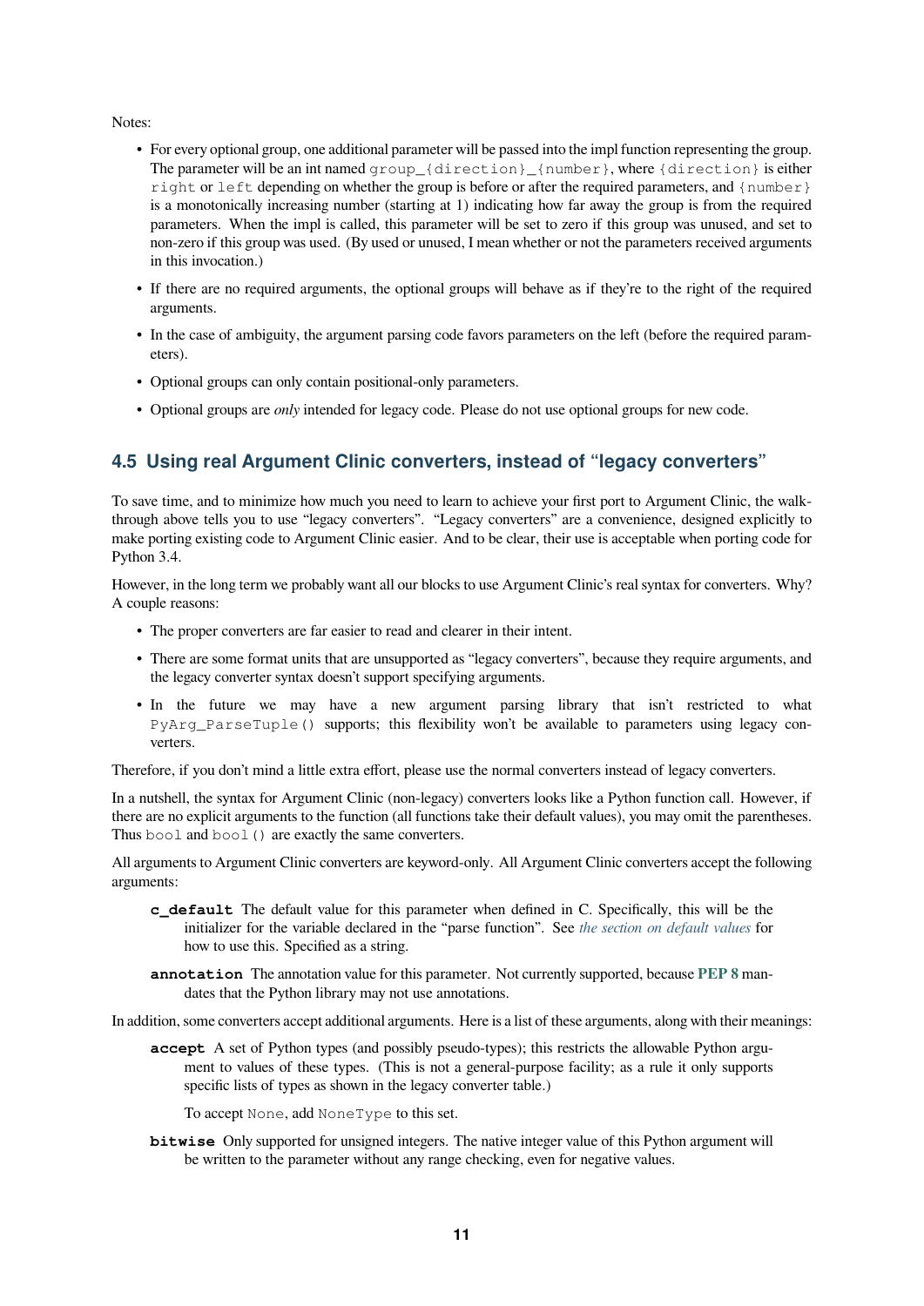Notes:

- For every optional group, one additional parameter will be passed into the impl function representing the group. The parameter will be an int named `group_{direction}_{number}`, where `{direction}` is either `right` or `left` depending on whether the group is before or after the required parameters, and `{number}` is a monotonically increasing number (starting at 1) indicating how far away the group is from the required parameters. When the impl is called, this parameter will be set to zero if this group was unused, and set to non-zero if this group was used. (By used or unused, I mean whether or not the parameters received arguments in this invocation.)
- If there are no required arguments, the optional groups will behave as if they're to the right of the required arguments.
- In the case of ambiguity, the argument parsing code favors parameters on the left (before the required parameters).
- Optional groups can only contain positional-only parameters.
- Optional groups are *only* intended for legacy code. Please do not use optional groups for new code.

## 4.5 Using real Argument Clinic converters, instead of "legacy converters"

To save time, and to minimize how much you need to learn to achieve your first port to Argument Clinic, the walkthrough above tells you to use "legacy converters". "Legacy converters" are a convenience, designed explicitly to make porting existing code to Argument Clinic easier. And to be clear, their use is acceptable when porting code for Python 3.4.

However, in the long term we probably want all our blocks to use Argument Clinic's real syntax for converters. Why? A couple reasons:

- The proper converters are far easier to read and clearer in their intent.
- There are some format units that are unsupported as "legacy converters", because they require arguments, and the legacy converter syntax doesn't support specifying arguments.
- In the future we may have a new argument parsing library that isn't restricted to what `PyArg_ParseTuple()` supports; this flexibility won't be available to parameters using legacy converters.

Therefore, if you don't mind a little extra effort, please use the normal converters instead of legacy converters.

In a nutshell, the syntax for Argument Clinic (non-legacy) converters looks like a Python function call. However, if there are no explicit arguments to the function (all functions take their default values), you may omit the parentheses. Thus `bool` and `bool()` are exactly the same converters.

All arguments to Argument Clinic converters are keyword-only. All Argument Clinic converters accept the following arguments:

**`c_default`** The default value for this parameter when defined in C. Specifically, this will be the initializer for the variable declared in the "parse function". See *the section on default values* for how to use this. Specified as a string.

**`annotation`** The annotation value for this parameter. Not currently supported, because **PEP 8** mandates that the Python library may not use annotations.

In addition, some converters accept additional arguments. Here is a list of these arguments, along with their meanings:

**`accept`** A set of Python types (and possibly pseudo-types); this restricts the allowable Python argument to values of these types. (This is not a general-purpose facility; as a rule it only supports specific lists of types as shown in the legacy converter table.)

To accept `None`, add `NoneType` to this set.

**`bitwise`** Only supported for unsigned integers. The native integer value of this Python argument will be written to the parameter without any range checking, even for negative values.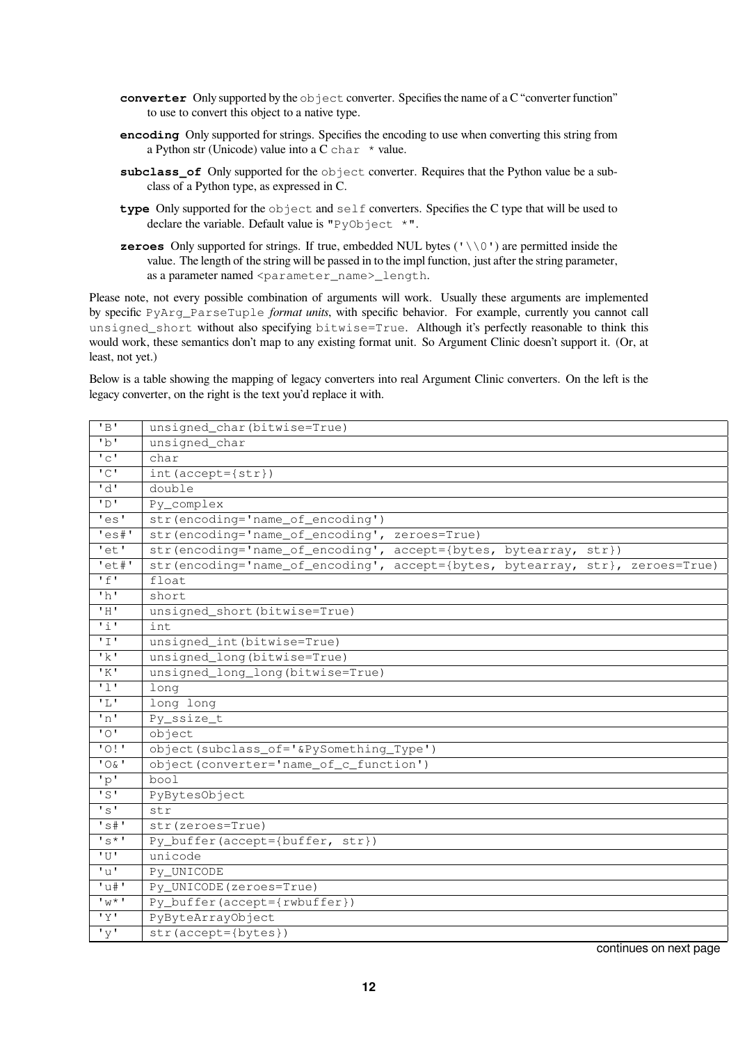**converter** Only supported by the `object` converter. Specifies the name of a C "converter function" to use to convert this object to a native type.

**encoding** Only supported for strings. Specifies the encoding to use when converting this string from a Python str (Unicode) value into a C `char *` value.

**subclass_of** Only supported for the `object` converter. Requires that the Python value be a subclass of a Python type, as expressed in C.

**type** Only supported for the `object` and `self` converters. Specifies the C type that will be used to declare the variable. Default value is `"PyObject *"`.

**zeroes** Only supported for strings. If true, embedded NUL bytes (`'\\0'`) are permitted inside the value. The length of the string will be passed in to the impl function, just after the string parameter, as a parameter named `<parameter_name>_length`.

Please note, not every possible combination of arguments will work. Usually these arguments are implemented by specific `PyArg_ParseTuple` *format units*, with specific behavior. For example, currently you cannot call `unsigned_short` without also specifying `bitwise=True`. Although it's perfectly reasonable to think this would work, these semantics don't map to any existing format unit. So Argument Clinic doesn't support it. (Or, at least, not yet.)

Below is a table showing the mapping of legacy converters into real Argument Clinic converters. On the left is the legacy converter, on the right is the text you'd replace it with.

| | |
|---|---|
| `'B'` | `unsigned_char(bitwise=True)` |
| `'b'` | `unsigned_char` |
| `'c'` | `char` |
| `'C'` | `int(accept={str})` |
| `'d'` | `double` |
| `'D'` | `Py_complex` |
| `'es'` | `str(encoding='name_of_encoding')` |
| `'es#'` | `str(encoding='name_of_encoding', zeroes=True)` |
| `'et'` | `str(encoding='name_of_encoding', accept={bytes, bytearray, str})` |
| `'et#'` | `str(encoding='name_of_encoding', accept={bytes, bytearray, str}, zeroes=True)` |
| `'f'` | `float` |
| `'h'` | `short` |
| `'H'` | `unsigned_short(bitwise=True)` |
| `'i'` | `int` |
| `'I'` | `unsigned_int(bitwise=True)` |
| `'k'` | `unsigned_long(bitwise=True)` |
| `'K'` | `unsigned_long_long(bitwise=True)` |
| `'l'` | `long` |
| `'L'` | `long long` |
| `'n'` | `Py_ssize_t` |
| `'O'` | `object` |
| `'O!'` | `object(subclass_of='&PySomething_Type')` |
| `'O&'` | `object(converter='name_of_c_function')` |
| `'p'` | `bool` |
| `'S'` | `PyBytesObject` |
| `'s'` | `str` |
| `'s#'` | `str(zeroes=True)` |
| `'s*'` | `Py_buffer(accept={buffer, str})` |
| `'U'` | `unicode` |
| `'u'` | `Py_UNICODE` |
| `'u#'` | `Py_UNICODE(zeroes=True)` |
| `'w*'` | `Py_buffer(accept={rwbuffer})` |
| `'Y'` | `PyByteArrayObject` |
| `'y'` | `str(accept={bytes})` |

continues on next page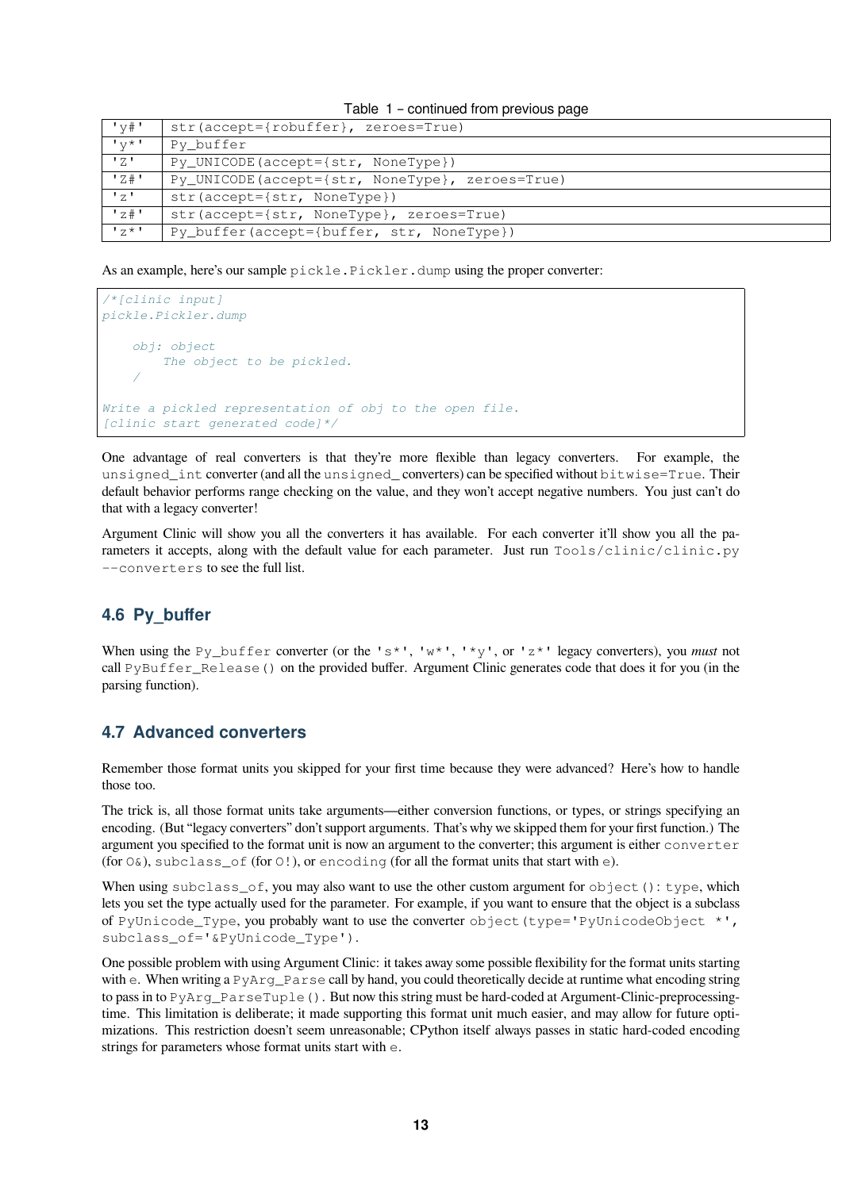Table 1 – continued from previous page

| | |
|---|---|
| `'y#'` | `str(accept={robuffer}, zeroes=True)` |
| `'y*'` | `Py_buffer` |
| `'Z'` | `Py_UNICODE(accept={str, NoneType})` |
| `'Z#'` | `Py_UNICODE(accept={str, NoneType}, zeroes=True)` |
| `'z'` | `str(accept={str, NoneType})` |
| `'z#'` | `str(accept={str, NoneType}, zeroes=True)` |
| `'z*'` | `Py_buffer(accept={buffer, str, NoneType})` |

As an example, here's our sample `pickle.Pickler.dump` using the proper converter:

```
/*[clinic input]
pickle.Pickler.dump

    obj: object
        The object to be pickled.
    /

Write a pickled representation of obj to the open file.
[clinic start generated code]*/
```

One advantage of real converters is that they're more flexible than legacy converters. For example, the `unsigned_int` converter (and all the `unsigned_` converters) can be specified without `bitwise=True`. Their default behavior performs range checking on the value, and they won't accept negative numbers. You just can't do that with a legacy converter!

Argument Clinic will show you all the converters it has available. For each converter it'll show you all the parameters it accepts, along with the default value for each parameter. Just run `Tools/clinic/clinic.py --converters` to see the full list.

## 4.6 Py_buffer

When using the `Py_buffer` converter (or the `'s*'`, `'w*'`, `'*y'`, or `'z*'` legacy converters), you *must* not call `PyBuffer_Release()` on the provided buffer. Argument Clinic generates code that does it for you (in the parsing function).

## 4.7 Advanced converters

Remember those format units you skipped for your first time because they were advanced? Here's how to handle those too.

The trick is, all those format units take arguments—either conversion functions, or types, or strings specifying an encoding. (But "legacy converters" don't support arguments. That's why we skipped them for your first function.) The argument you specified to the format unit is now an argument to the converter; this argument is either `converter` (for `O&`), `subclass_of` (for `O!`), or `encoding` (for all the format units that start with `e`).

When using `subclass_of`, you may also want to use the other custom argument for `object()`: `type`, which lets you set the type actually used for the parameter. For example, if you want to ensure that the object is a subclass of `PyUnicode_Type`, you probably want to use the converter `object(type='PyUnicodeObject *', subclass_of='&PyUnicode_Type')`.

One possible problem with using Argument Clinic: it takes away some possible flexibility for the format units starting with `e`. When writing a `PyArg_Parse` call by hand, you could theoretically decide at runtime what encoding string to pass in to `PyArg_ParseTuple()`. But now this string must be hard-coded at Argument-Clinic-preprocessing-time. This limitation is deliberate; it made supporting this format unit much easier, and may allow for future optimizations. This restriction doesn't seem unreasonable; CPython itself always passes in static hard-coded encoding strings for parameters whose format units start with `e`.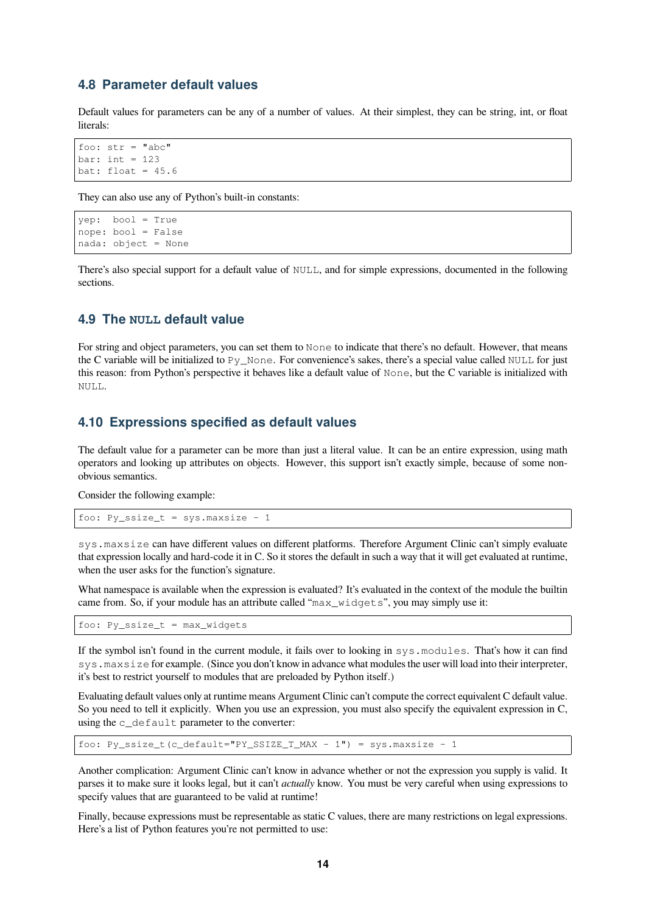## 4.8 Parameter default values

Default values for parameters can be any of a number of values. At their simplest, they can be string, int, or float literals:

```
foo: str = "abc"
bar: int = 123
bat: float = 45.6
```

They can also use any of Python's built-in constants:

```
yep:  bool = True
nope: bool = False
nada: object = None
```

There's also special support for a default value of `NULL`, and for simple expressions, documented in the following sections.

## 4.9 The NULL default value

For string and object parameters, you can set them to `None` to indicate that there's no default. However, that means the C variable will be initialized to `Py_None`. For convenience's sakes, there's a special value called `NULL` for just this reason: from Python's perspective it behaves like a default value of `None`, but the C variable is initialized with `NULL`.

## 4.10 Expressions specified as default values

The default value for a parameter can be more than just a literal value. It can be an entire expression, using math operators and looking up attributes on objects. However, this support isn't exactly simple, because of some non-obvious semantics.

Consider the following example:

```
foo: Py_ssize_t = sys.maxsize - 1
```

`sys.maxsize` can have different values on different platforms. Therefore Argument Clinic can't simply evaluate that expression locally and hard-code it in C. So it stores the default in such a way that it will get evaluated at runtime, when the user asks for the function's signature.

What namespace is available when the expression is evaluated? It's evaluated in the context of the module the builtin came from. So, if your module has an attribute called "`max_widgets`", you may simply use it:

```
foo: Py_ssize_t = max_widgets
```

If the symbol isn't found in the current module, it fails over to looking in `sys.modules`. That's how it can find `sys.maxsize` for example. (Since you don't know in advance what modules the user will load into their interpreter, it's best to restrict yourself to modules that are preloaded by Python itself.)

Evaluating default values only at runtime means Argument Clinic can't compute the correct equivalent C default value. So you need to tell it explicitly. When you use an expression, you must also specify the equivalent expression in C, using the `c_default` parameter to the converter:

```
foo: Py_ssize_t(c_default="PY_SSIZE_T_MAX - 1") = sys.maxsize - 1
```

Another complication: Argument Clinic can't know in advance whether or not the expression you supply is valid. It parses it to make sure it looks legal, but it can't *actually* know. You must be very careful when using expressions to specify values that are guaranteed to be valid at runtime!

Finally, because expressions must be representable as static C values, there are many restrictions on legal expressions. Here's a list of Python features you're not permitted to use: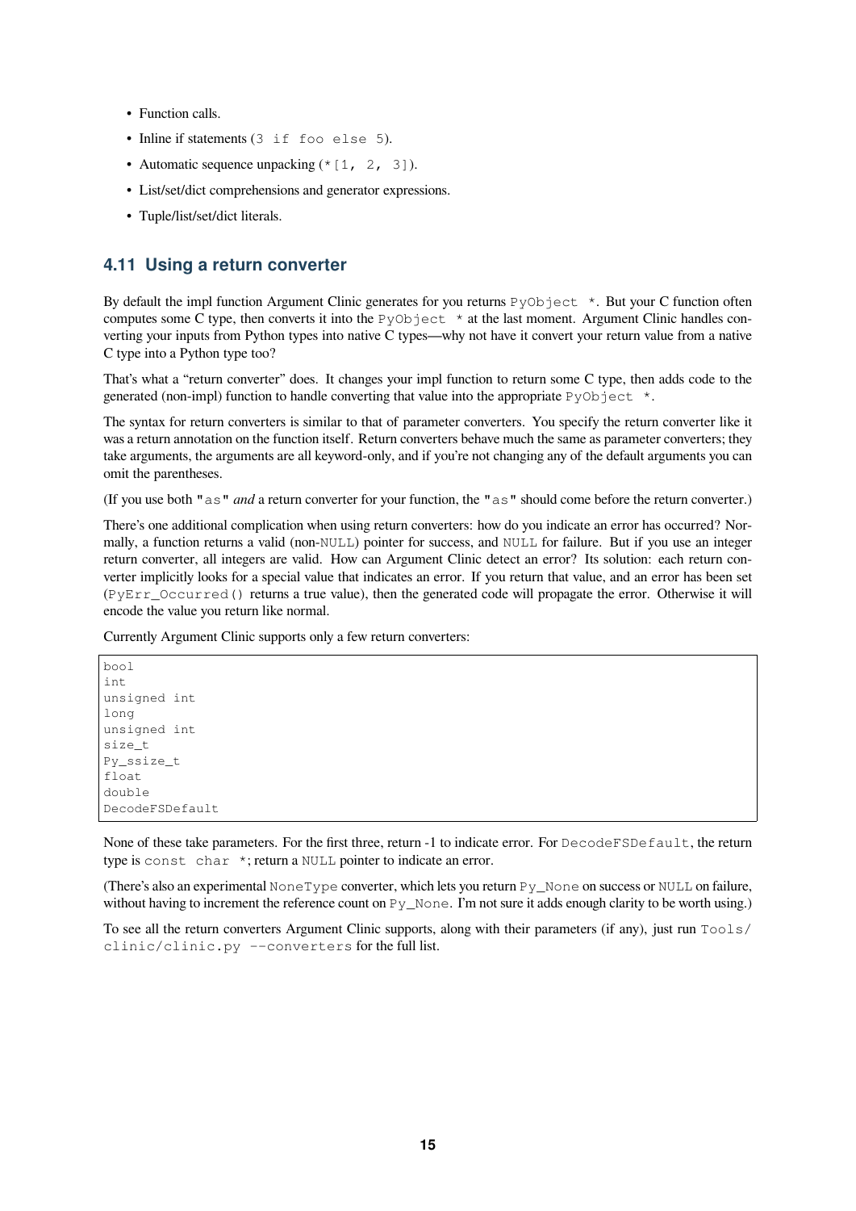- Function calls.
- Inline if statements (`3 if foo else 5`).
- Automatic sequence unpacking (`*[1, 2, 3]`).
- List/set/dict comprehensions and generator expressions.
- Tuple/list/set/dict literals.

## 4.11 Using a return converter

By default the impl function Argument Clinic generates for you returns `PyObject *`. But your C function often computes some C type, then converts it into the `PyObject *` at the last moment. Argument Clinic handles converting your inputs from Python types into native C types—why not have it convert your return value from a native C type into a Python type too?

That's what a "return converter" does. It changes your impl function to return some C type, then adds code to the generated (non-impl) function to handle converting that value into the appropriate `PyObject *`.

The syntax for return converters is similar to that of parameter converters. You specify the return converter like it was a return annotation on the function itself. Return converters behave much the same as parameter converters; they take arguments, the arguments are all keyword-only, and if you're not changing any of the default arguments you can omit the parentheses.

(If you use both `"as"` *and* a return converter for your function, the `"as"` should come before the return converter.)

There's one additional complication when using return converters: how do you indicate an error has occurred? Normally, a function returns a valid (non-`NULL`) pointer for success, and `NULL` for failure. But if you use an integer return converter, all integers are valid. How can Argument Clinic detect an error? Its solution: each return converter implicitly looks for a special value that indicates an error. If you return that value, and an error has been set (`PyErr_Occurred()` returns a true value), then the generated code will propagate the error. Otherwise it will encode the value you return like normal.

Currently Argument Clinic supports only a few return converters:

```
bool
int
unsigned int
long
unsigned int
size_t
Py_ssize_t
float
double
DecodeFSDefault
```

None of these take parameters. For the first three, return -1 to indicate error. For `DecodeFSDefault`, the return type is `const char *`; return a `NULL` pointer to indicate an error.

(There's also an experimental `NoneType` converter, which lets you return `Py_None` on success or `NULL` on failure, without having to increment the reference count on `Py_None`. I'm not sure it adds enough clarity to be worth using.)

To see all the return converters Argument Clinic supports, along with their parameters (if any), just run `Tools/clinic/clinic.py --converters` for the full list.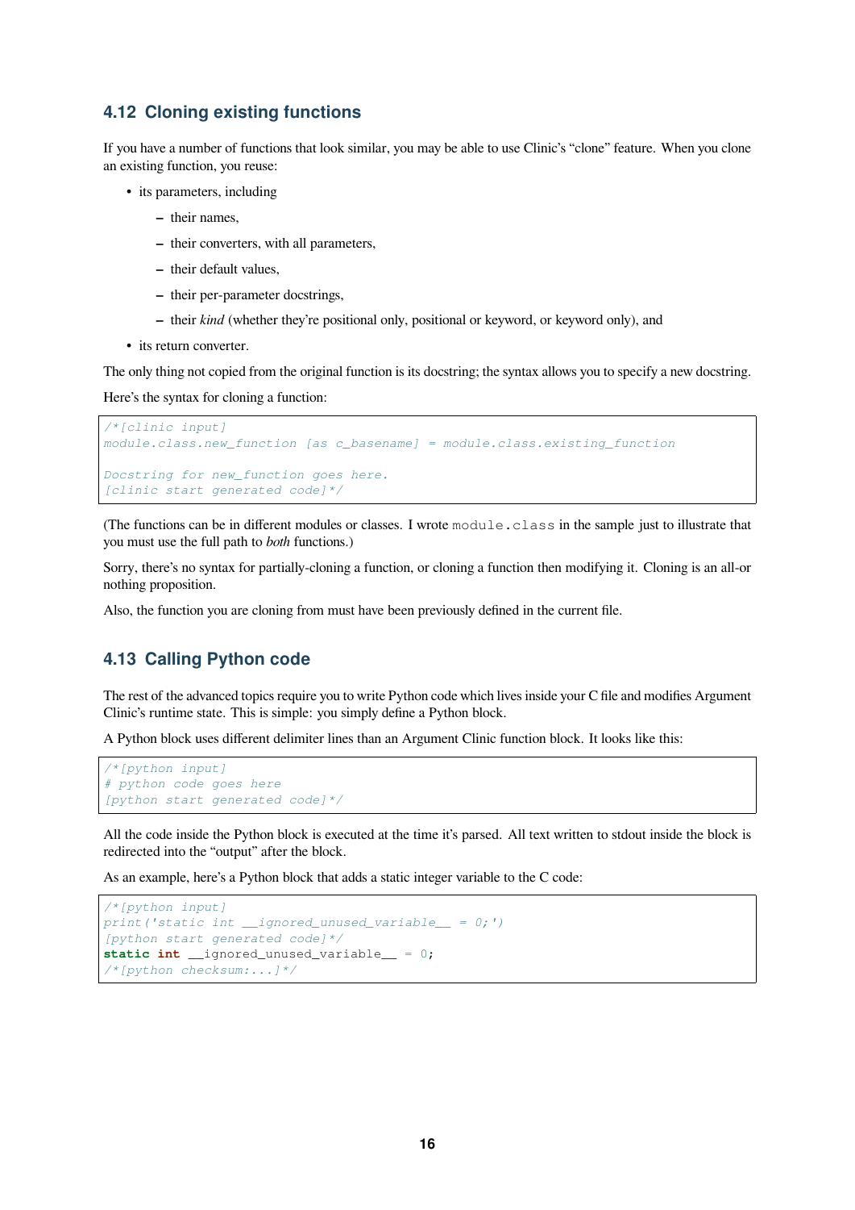## 4.12 Cloning existing functions

If you have a number of functions that look similar, you may be able to use Clinic's "clone" feature. When you clone an existing function, you reuse:

- its parameters, including
  - their names,
  - their converters, with all parameters,
  - their default values,
  - their per-parameter docstrings,
  - their *kind* (whether they're positional only, positional or keyword, or keyword only), and
- its return converter.

The only thing not copied from the original function is its docstring; the syntax allows you to specify a new docstring.

Here's the syntax for cloning a function:

```
/*[clinic input]
module.class.new_function [as c_basename] = module.class.existing_function

Docstring for new_function goes here.
[clinic start generated code]*/
```

(The functions can be in different modules or classes. I wrote `module.class` in the sample just to illustrate that you must use the full path to *both* functions.)

Sorry, there's no syntax for partially-cloning a function, or cloning a function then modifying it. Cloning is an all-or nothing proposition.

Also, the function you are cloning from must have been previously defined in the current file.

## 4.13 Calling Python code

The rest of the advanced topics require you to write Python code which lives inside your C file and modifies Argument Clinic's runtime state. This is simple: you simply define a Python block.

A Python block uses different delimiter lines than an Argument Clinic function block. It looks like this:

```
/*[python input]
# python code goes here
[python start generated code]*/
```

All the code inside the Python block is executed at the time it's parsed. All text written to stdout inside the block is redirected into the "output" after the block.

As an example, here's a Python block that adds a static integer variable to the C code:

```
/*[python input]
print('static int __ignored_unused_variable__ = 0;')
[python start generated code]*/
static int __ignored_unused_variable__ = 0;
/*[python checksum:...]*/
```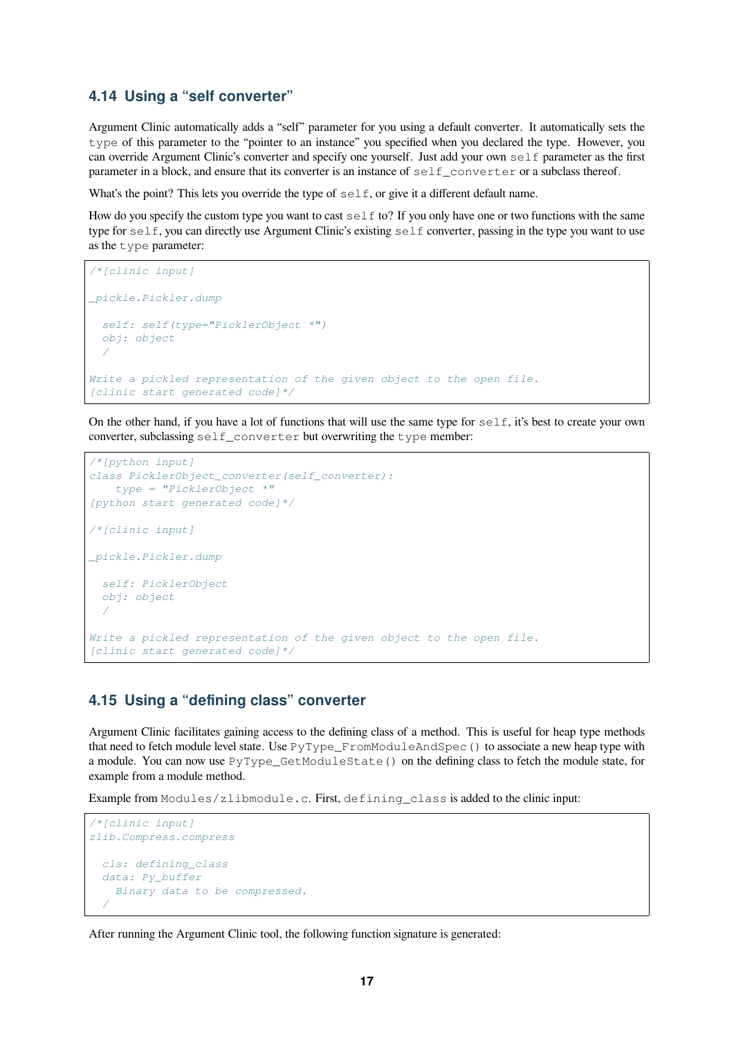### 4.14 Using a "self converter"

Argument Clinic automatically adds a "self" parameter for you using a default converter. It automatically sets the `type` of this parameter to the "pointer to an instance" you specified when you declared the type. However, you can override Argument Clinic's converter and specify one yourself. Just add your own `self` parameter as the first parameter in a block, and ensure that its converter is an instance of `self_converter` or a subclass thereof.

What's the point? This lets you override the type of `self`, or give it a different default name.

How do you specify the custom type you want to cast `self` to? If you only have one or two functions with the same type for `self`, you can directly use Argument Clinic's existing `self` converter, passing in the type you want to use as the `type` parameter:

```
/*[clinic input]

_pickle.Pickler.dump

  self: self(type="PicklerObject *")
  obj: object
  /

Write a pickled representation of the given object to the open file.
[clinic start generated code]*/
```

On the other hand, if you have a lot of functions that will use the same type for `self`, it's best to create your own converter, subclassing `self_converter` but overwriting the `type` member:

```
/*[python input]
class PicklerObject_converter(self_converter):
    type = "PicklerObject *"
[python start generated code]*/

/*[clinic input]

_pickle.Pickler.dump

  self: PicklerObject
  obj: object
  /

Write a pickled representation of the given object to the open file.
[clinic start generated code]*/
```

### 4.15 Using a "defining class" converter

Argument Clinic facilitates gaining access to the defining class of a method. This is useful for heap type methods that need to fetch module level state. Use `PyType_FromModuleAndSpec()` to associate a new heap type with a module. You can now use `PyType_GetModuleState()` on the defining class to fetch the module state, for example from a module method.

Example from `Modules/zlibmodule.c`. First, `defining_class` is added to the clinic input:

```
/*[clinic input]
zlib.Compress.compress

  cls: defining_class
  data: Py_buffer
    Binary data to be compressed.
  /
```

After running the Argument Clinic tool, the following function signature is generated: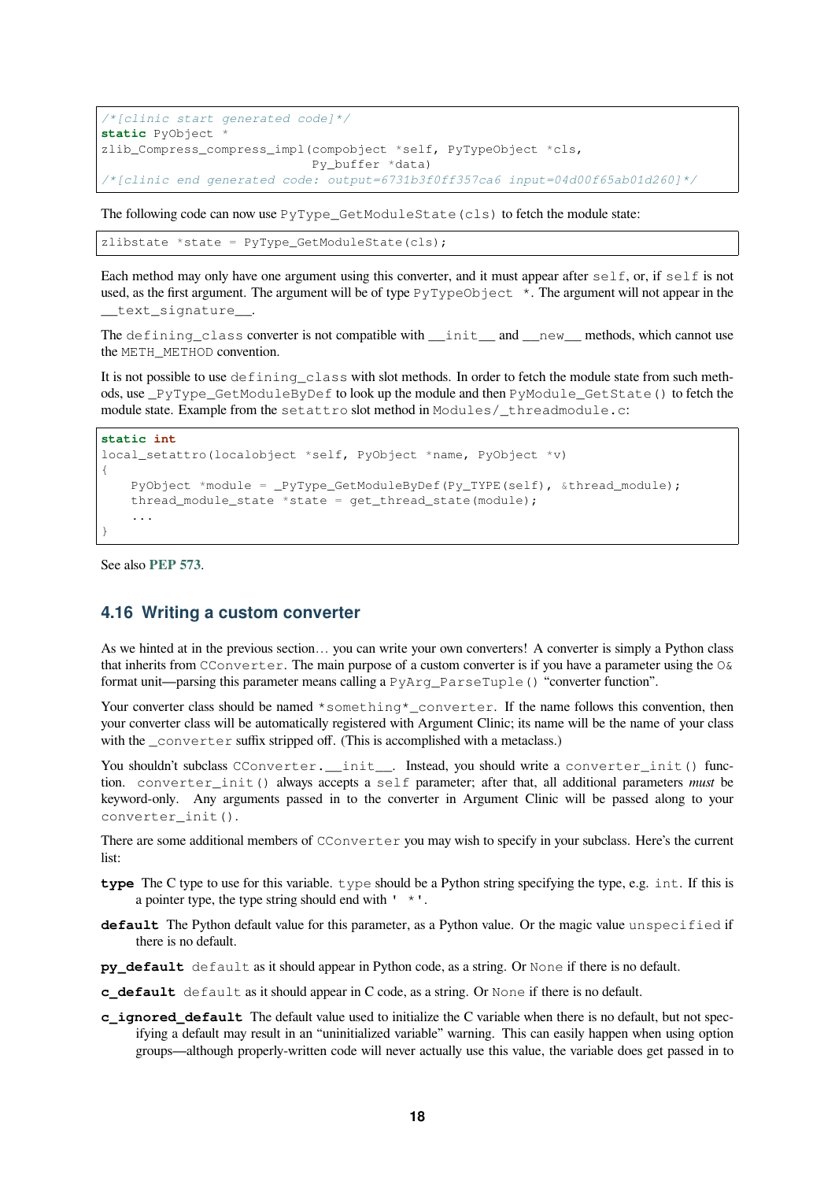```
/*[clinic start generated code]*/
static PyObject *
zlib_Compress_compress_impl(compobject *self, PyTypeObject *cls,
                            Py_buffer *data)
/*[clinic end generated code: output=6731b3f0ff357ca6 input=04d00f65ab01d260]*/
```

The following code can now use `PyType_GetModuleState(cls)` to fetch the module state:

```
zlibstate *state = PyType_GetModuleState(cls);
```

Each method may only have one argument using this converter, and it must appear after `self`, or, if `self` is not used, as the first argument. The argument will be of type `PyTypeObject *`. The argument will not appear in the `__text_signature__`.

The `defining_class` converter is not compatible with `__init__` and `__new__` methods, which cannot use the `METH_METHOD` convention.

It is not possible to use `defining_class` with slot methods. In order to fetch the module state from such methods, use `_PyType_GetModuleByDef` to look up the module and then `PyModule_GetState()` to fetch the module state. Example from the `setattro` slot method in `Modules/_threadmodule.c`:

```
static int
local_setattro(localobject *self, PyObject *name, PyObject *v)
{
    PyObject *module = _PyType_GetModuleByDef(Py_TYPE(self), &thread_module);
    thread_module_state *state = get_thread_state(module);
    ...
}
```

See also **PEP 573**.

## 4.16 Writing a custom converter

As we hinted at in the previous section... you can write your own converters! A converter is simply a Python class that inherits from `CConverter`. The main purpose of a custom converter is if you have a parameter using the `O&` format unit—parsing this parameter means calling a `PyArg_ParseTuple()` "converter function".

Your converter class should be named `*something*_converter`. If the name follows this convention, then your converter class will be automatically registered with Argument Clinic; its name will be the name of your class with the `_converter` suffix stripped off. (This is accomplished with a metaclass.)

You shouldn't subclass `CConverter.__init__`. Instead, you should write a `converter_init()` function. `converter_init()` always accepts a `self` parameter; after that, all additional parameters *must* be keyword-only. Any arguments passed in to the converter in Argument Clinic will be passed along to your `converter_init()`.

There are some additional members of `CConverter` you may wish to specify in your subclass. Here's the current list:

**`type`** The C type to use for this variable. `type` should be a Python string specifying the type, e.g. `int`. If this is a pointer type, the type string should end with `' *'`.

**`default`** The Python default value for this parameter, as a Python value. Or the magic value `unspecified` if there is no default.

**`py_default`** `default` as it should appear in Python code, as a string. Or `None` if there is no default.

**`c_default`** `default` as it should appear in C code, as a string. Or `None` if there is no default.

**`c_ignored_default`** The default value used to initialize the C variable when there is no default, but not specifying a default may result in an "uninitialized variable" warning. This can easily happen when using option groups—although properly-written code will never actually use this value, the variable does get passed in to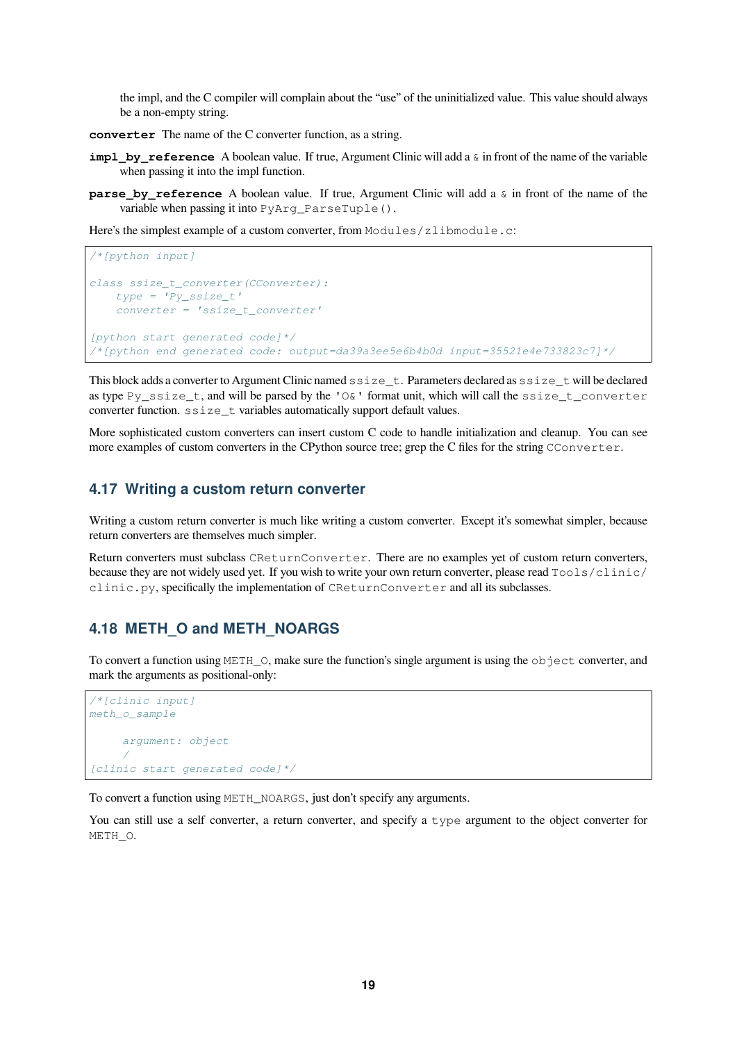the impl, and the C compiler will complain about the "use" of the uninitialized value. This value should always be a non-empty string.

**converter** The name of the C converter function, as a string.

**impl_by_reference** A boolean value. If true, Argument Clinic will add a `&` in front of the name of the variable when passing it into the impl function.

**parse_by_reference** A boolean value. If true, Argument Clinic will add a `&` in front of the name of the variable when passing it into `PyArg_ParseTuple()`.

Here's the simplest example of a custom converter, from `Modules/zlibmodule.c`:

```
/*[python input]

class ssize_t_converter(CConverter):
    type = 'Py_ssize_t'
    converter = 'ssize_t_converter'

[python start generated code]*/
/*[python end generated code: output=da39a3ee5e6b4b0d input=35521e4e733823c7]*/
```

This block adds a converter to Argument Clinic named `ssize_t`. Parameters declared as `ssize_t` will be declared as type `Py_ssize_t`, and will be parsed by the `'O&'` format unit, which will call the `ssize_t_converter` converter function. `ssize_t` variables automatically support default values.

More sophisticated custom converters can insert custom C code to handle initialization and cleanup. You can see more examples of custom converters in the CPython source tree; grep the C files for the string `CConverter`.

## 4.17 Writing a custom return converter

Writing a custom return converter is much like writing a custom converter. Except it's somewhat simpler, because return converters are themselves much simpler.

Return converters must subclass `CReturnConverter`. There are no examples yet of custom return converters, because they are not widely used yet. If you wish to write your own return converter, please read `Tools/clinic/clinic.py`, specifically the implementation of `CReturnConverter` and all its subclasses.

## 4.18 METH_O and METH_NOARGS

To convert a function using `METH_O`, make sure the function's single argument is using the `object` converter, and mark the arguments as positional-only:

```
/*[clinic input]
meth_o_sample

     argument: object
     /
[clinic start generated code]*/
```

To convert a function using `METH_NOARGS`, just don't specify any arguments.

You can still use a self converter, a return converter, and specify a `type` argument to the object converter for `METH_O`.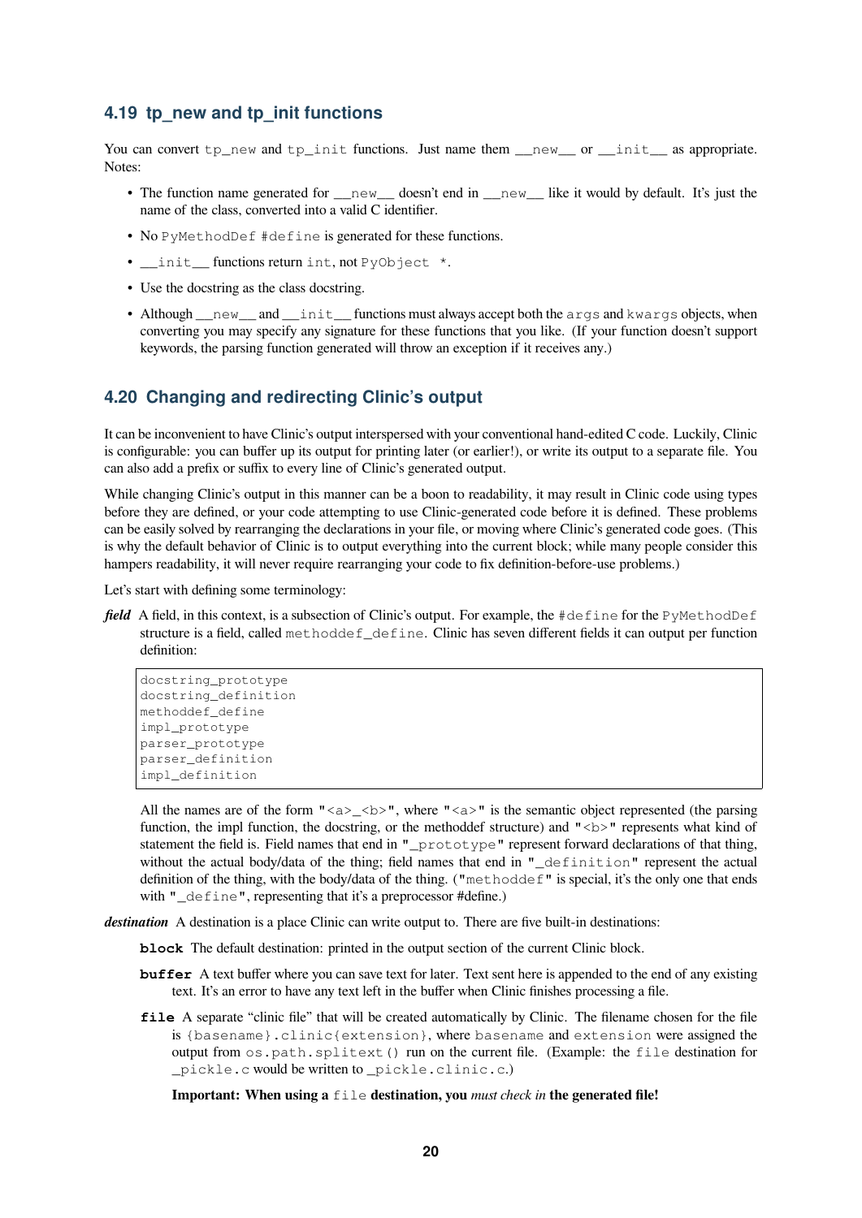### 4.19 tp_new and tp_init functions

You can convert `tp_new` and `tp_init` functions. Just name them `__new__` or `__init__` as appropriate. Notes:

- The function name generated for `__new__` doesn't end in `__new__` like it would by default. It's just the name of the class, converted into a valid C identifier.
- No `PyMethodDef` `#define` is generated for these functions.
- `__init__` functions return `int`, not `PyObject *`.
- Use the docstring as the class docstring.
- Although `__new__` and `__init__` functions must always accept both the `args` and `kwargs` objects, when converting you may specify any signature for these functions that you like. (If your function doesn't support keywords, the parsing function generated will throw an exception if it receives any.)

### 4.20 Changing and redirecting Clinic's output

It can be inconvenient to have Clinic's output interspersed with your conventional hand-edited C code. Luckily, Clinic is configurable: you can buffer up its output for printing later (or earlier!), or write its output to a separate file. You can also add a prefix or suffix to every line of Clinic's generated output.

While changing Clinic's output in this manner can be a boon to readability, it may result in Clinic code using types before they are defined, or your code attempting to use Clinic-generated code before it is defined. These problems can be easily solved by rearranging the declarations in your file, or moving where Clinic's generated code goes. (This is why the default behavior of Clinic is to output everything into the current block; while many people consider this hampers readability, it will never require rearranging your code to fix definition-before-use problems.)

Let's start with defining some terminology:

***field*** A field, in this context, is a subsection of Clinic's output. For example, the `#define` for the `PyMethodDef` structure is a field, called `methoddef_define`. Clinic has seven different fields it can output per function definition:

```
docstring_prototype
docstring_definition
methoddef_define
impl_prototype
parser_prototype
parser_definition
impl_definition
```

All the names are of the form `"<a>_<b>"`, where `"<a>"` is the semantic object represented (the parsing function, the impl function, the docstring, or the methoddef structure) and `"<b>"` represents what kind of statement the field is. Field names that end in `"_prototype"` represent forward declarations of that thing, without the actual body/data of the thing; field names that end in `"_definition"` represent the actual definition of the thing, with the body/data of the thing. (`"methoddef"` is special, it's the only one that ends with `"_define"`, representing that it's a preprocessor #define.)

***destination*** A destination is a place Clinic can write output to. There are five built-in destinations:

**block** The default destination: printed in the output section of the current Clinic block.

**buffer** A text buffer where you can save text for later. Text sent here is appended to the end of any existing text. It's an error to have any text left in the buffer when Clinic finishes processing a file.

**file** A separate "clinic file" that will be created automatically by Clinic. The filename chosen for the file is `{basename}.clinic{extension}`, where `basename` and `extension` were assigned the output from `os.path.splitext()` run on the current file. (Example: the `file` destination for `_pickle.c` would be written to `_pickle.clinic.c`.)

**Important: When using a `file` destination, you *must check in* the generated file!**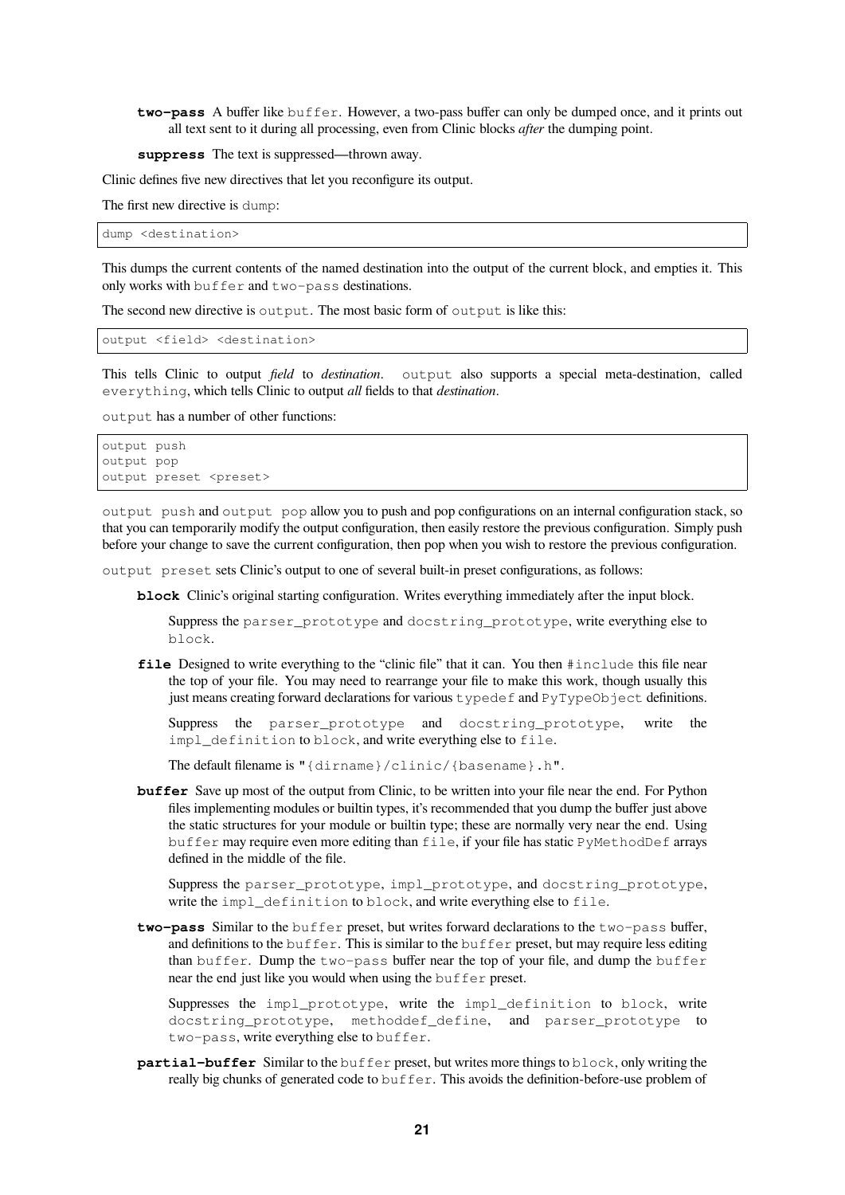**two-pass** A buffer like `buffer`. However, a two-pass buffer can only be dumped once, and it prints out all text sent to it during all processing, even from Clinic blocks *after* the dumping point.

**suppress** The text is suppressed—thrown away.

Clinic defines five new directives that let you reconfigure its output.

The first new directive is `dump`:

```
dump <destination>
```

This dumps the current contents of the named destination into the output of the current block, and empties it. This only works with `buffer` and `two-pass` destinations.

The second new directive is `output`. The most basic form of `output` is like this:

```
output <field> <destination>
```

This tells Clinic to output *field* to *destination*. `output` also supports a special meta-destination, called `everything`, which tells Clinic to output *all* fields to that *destination*.

`output` has a number of other functions:

```
output push
output pop
output preset <preset>
```

`output push` and `output pop` allow you to push and pop configurations on an internal configuration stack, so that you can temporarily modify the output configuration, then easily restore the previous configuration. Simply push before your change to save the current configuration, then pop when you wish to restore the previous configuration.

`output preset` sets Clinic's output to one of several built-in preset configurations, as follows:

**block** Clinic's original starting configuration. Writes everything immediately after the input block.

Suppress the `parser_prototype` and `docstring_prototype`, write everything else to `block`.

**file** Designed to write everything to the "clinic file" that it can. You then `#include` this file near the top of your file. You may need to rearrange your file to make this work, though usually this just means creating forward declarations for various `typedef` and `PyTypeObject` definitions.

Suppress the `parser_prototype` and `docstring_prototype`, write the `impl_definition` to `block`, and write everything else to `file`.

The default filename is `"{dirname}/clinic/{basename}.h"`.

**buffer** Save up most of the output from Clinic, to be written into your file near the end. For Python files implementing modules or builtin types, it's recommended that you dump the buffer just above the static structures for your module or builtin type; these are normally very near the end. Using `buffer` may require even more editing than `file`, if your file has static `PyMethodDef` arrays defined in the middle of the file.

Suppress the `parser_prototype`, `impl_prototype`, and `docstring_prototype`, write the `impl_definition` to `block`, and write everything else to `file`.

**two-pass** Similar to the `buffer` preset, but writes forward declarations to the `two-pass` buffer, and definitions to the `buffer`. This is similar to the `buffer` preset, but may require less editing than `buffer`. Dump the `two-pass` buffer near the top of your file, and dump the `buffer` near the end just like you would when using the `buffer` preset.

Suppresses the `impl_prototype`, write the `impl_definition` to `block`, write `docstring_prototype`, `methoddef_define`, and `parser_prototype` to `two-pass`, write everything else to `buffer`.

**partial-buffer** Similar to the `buffer` preset, but writes more things to `block`, only writing the really big chunks of generated code to `buffer`. This avoids the definition-before-use problem of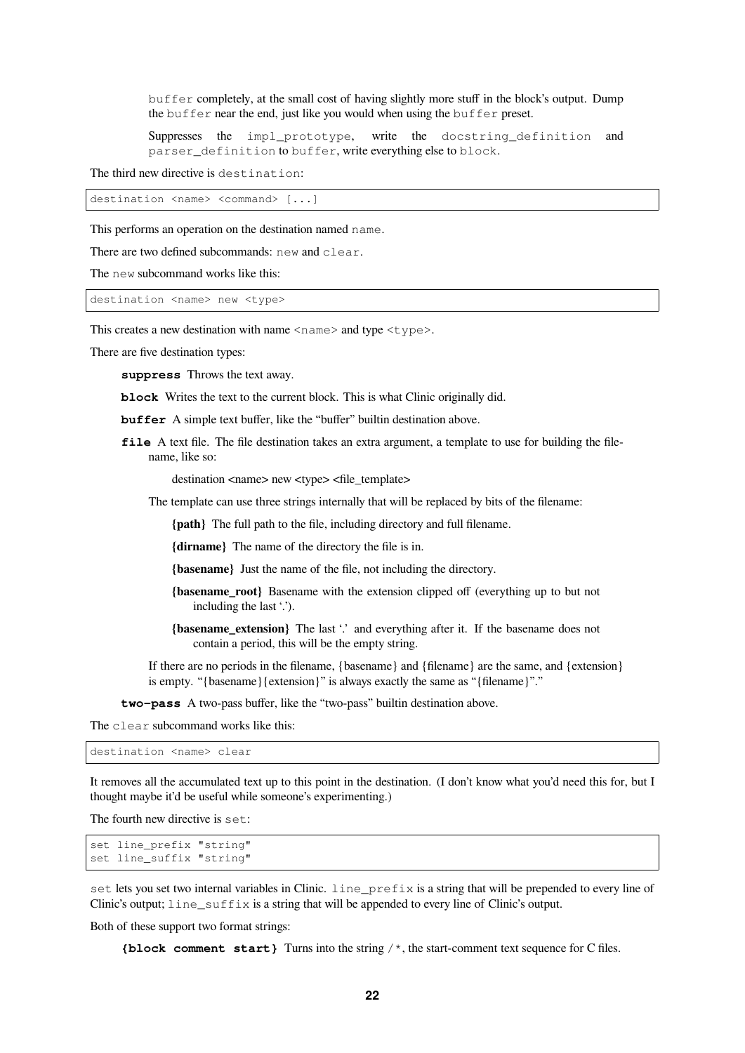buffer completely, at the small cost of having slightly more stuff in the block's output. Dump the `buffer` near the end, just like you would when using the `buffer` preset.

Suppresses the `impl_prototype`, write the `docstring_definition` and `parser_definition` to `buffer`, write everything else to `block`.

The third new directive is `destination`:

```
destination <name> <command> [...]
```

This performs an operation on the destination named `name`.

There are two defined subcommands: `new` and `clear`.

The `new` subcommand works like this:

```
destination <name> new <type>
```

This creates a new destination with name `<name>` and type `<type>`.

There are five destination types:

**suppress** Throws the text away.

**block** Writes the text to the current block. This is what Clinic originally did.

**buffer** A simple text buffer, like the "buffer" builtin destination above.

**file** A text file. The file destination takes an extra argument, a template to use for building the filename, like so:

> destination <name> new <type> <file_template>

> The template can use three strings internally that will be replaced by bits of the filename:
>
> **{path}** The full path to the file, including directory and full filename.
>
> **{dirname}** The name of the directory the file is in.
>
> **{basename}** Just the name of the file, not including the directory.
>
> **{basename_root}** Basename with the extension clipped off (everything up to but not including the last '.').
>
> **{basename_extension}** The last '.' and everything after it. If the basename does not contain a period, this will be the empty string.
>
> If there are no periods in the filename, {basename} and {filename} are the same, and {extension} is empty. "{basename}{extension}" is always exactly the same as "{filename}"."

**two-pass** A two-pass buffer, like the "two-pass" builtin destination above.

The `clear` subcommand works like this:

```
destination <name> clear
```

It removes all the accumulated text up to this point in the destination. (I don't know what you'd need this for, but I thought maybe it'd be useful while someone's experimenting.)

The fourth new directive is `set`:

```
set line_prefix "string"
set line_suffix "string"
```

`set` lets you set two internal variables in Clinic. `line_prefix` is a string that will be prepended to every line of Clinic's output; `line_suffix` is a string that will be appended to every line of Clinic's output.

Both of these support two format strings:

**{block comment start}** Turns into the string `/*`, the start-comment text sequence for C files.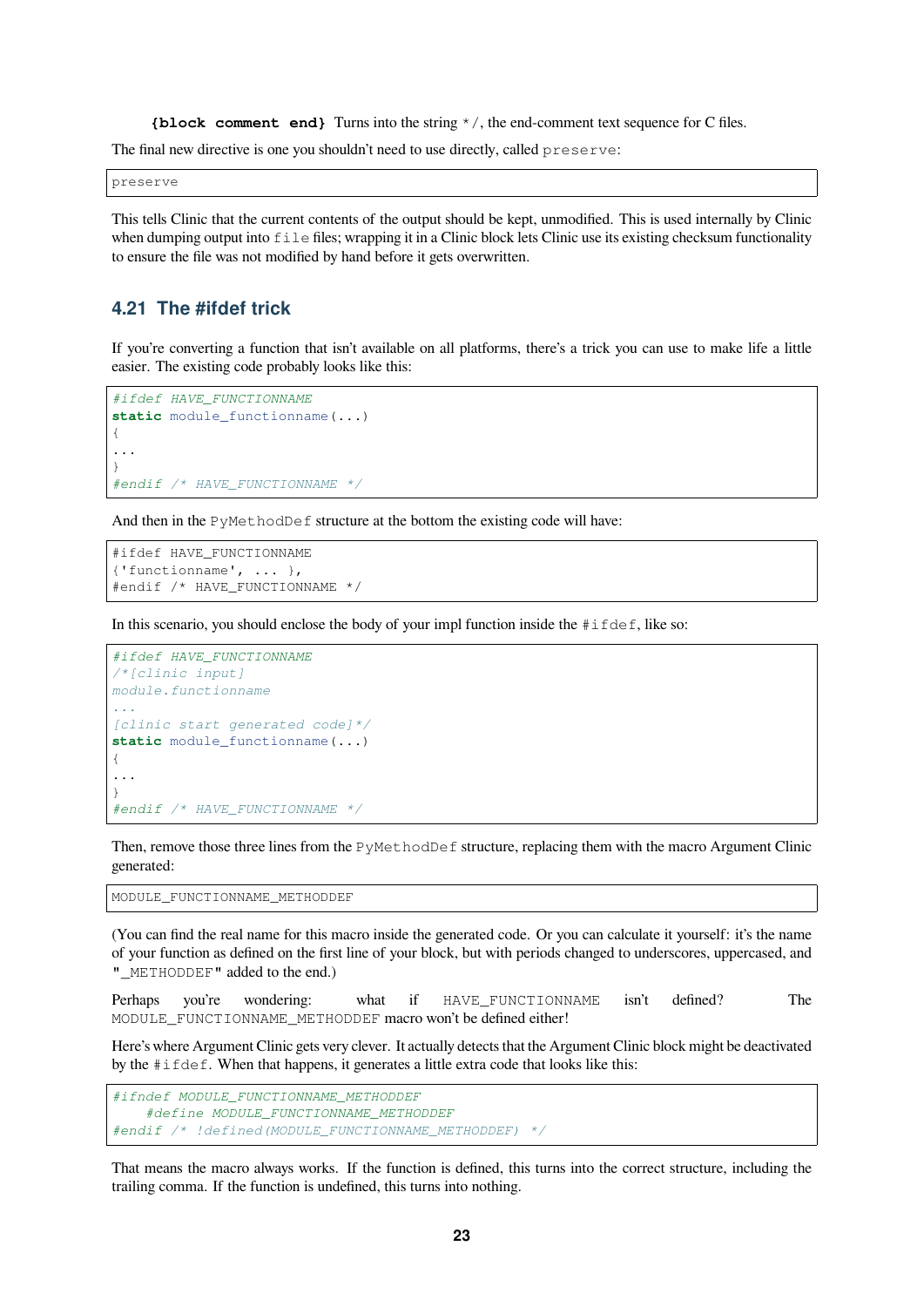**{block comment end}** Turns into the string `*/`, the end-comment text sequence for C files.

The final new directive is one you shouldn't need to use directly, called `preserve`:

```
preserve
```

This tells Clinic that the current contents of the output should be kept, unmodified. This is used internally by Clinic when dumping output into `file` files; wrapping it in a Clinic block lets Clinic use its existing checksum functionality to ensure the file was not modified by hand before it gets overwritten.

## 4.21 The #ifdef trick

If you're converting a function that isn't available on all platforms, there's a trick you can use to make life a little easier. The existing code probably looks like this:

```
#ifdef HAVE_FUNCTIONNAME
static module_functionname(...)
{
...
}
#endif /* HAVE_FUNCTIONNAME */
```

And then in the `PyMethodDef` structure at the bottom the existing code will have:

```
#ifdef HAVE_FUNCTIONNAME
{'functionname', ... },
#endif /* HAVE_FUNCTIONNAME */
```

In this scenario, you should enclose the body of your impl function inside the `#ifdef`, like so:

```
#ifdef HAVE_FUNCTIONNAME
/*[clinic input]
module.functionname
...
[clinic start generated code]*/
static module_functionname(...)
{
...
}
#endif /* HAVE_FUNCTIONNAME */
```

Then, remove those three lines from the `PyMethodDef` structure, replacing them with the macro Argument Clinic generated:

```
MODULE_FUNCTIONNAME_METHODDEF
```

(You can find the real name for this macro inside the generated code. Or you can calculate it yourself: it's the name of your function as defined on the first line of your block, but with periods changed to underscores, uppercased, and `"_METHODDEF"` added to the end.)

Perhaps you're wondering: what if `HAVE_FUNCTIONNAME` isn't defined? The `MODULE_FUNCTIONNAME_METHODDEF` macro won't be defined either!

Here's where Argument Clinic gets very clever. It actually detects that the Argument Clinic block might be deactivated by the `#ifdef`. When that happens, it generates a little extra code that looks like this:

```
#ifndef MODULE_FUNCTIONNAME_METHODDEF
    #define MODULE_FUNCTIONNAME_METHODDEF
#endif /* !defined(MODULE_FUNCTIONNAME_METHODDEF) */
```

That means the macro always works. If the function is defined, this turns into the correct structure, including the trailing comma. If the function is undefined, this turns into nothing.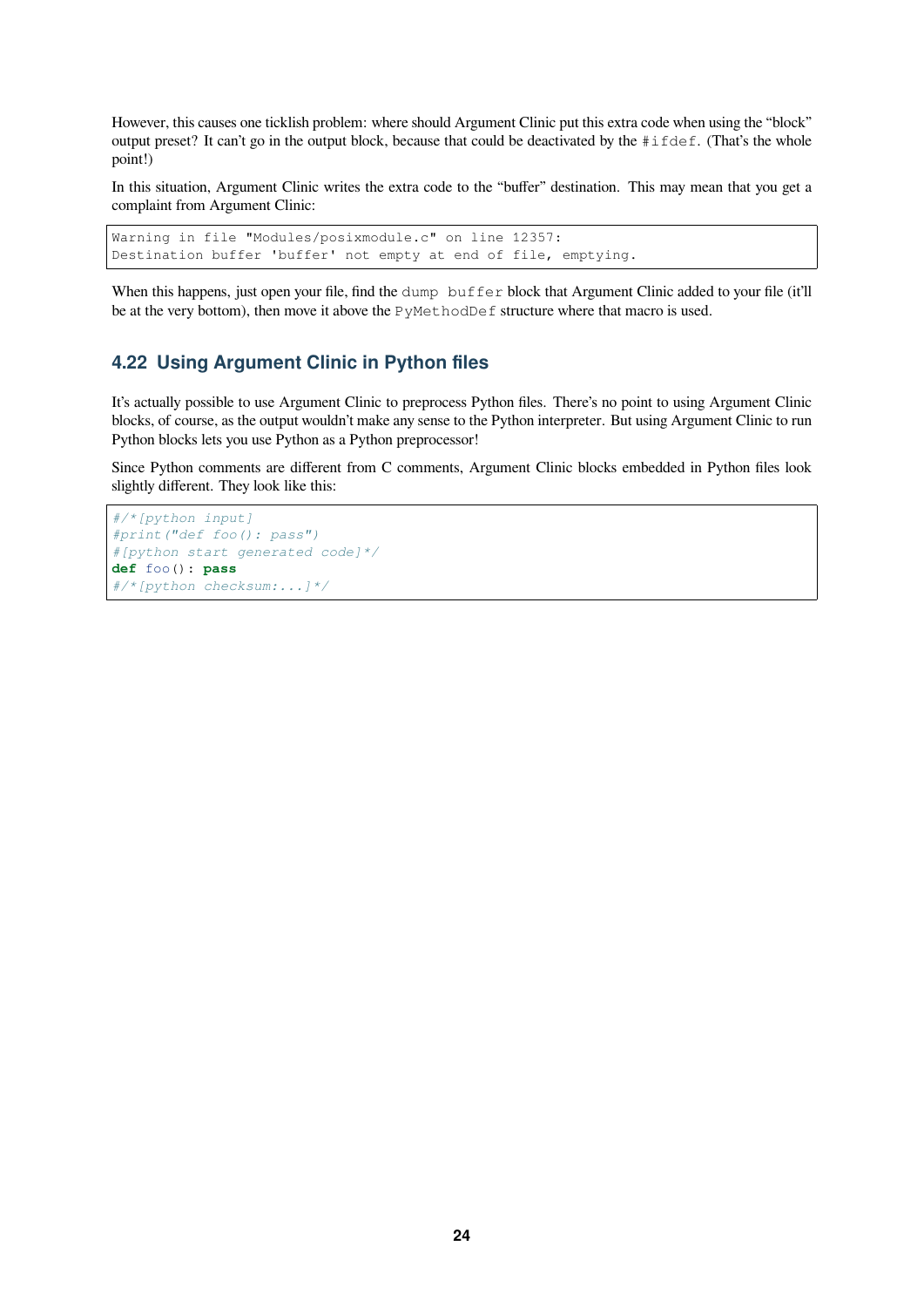However, this causes one ticklish problem: where should Argument Clinic put this extra code when using the "block" output preset? It can't go in the output block, because that could be deactivated by the `#ifdef`. (That's the whole point!)

In this situation, Argument Clinic writes the extra code to the "buffer" destination. This may mean that you get a complaint from Argument Clinic:

```
Warning in file "Modules/posixmodule.c" on line 12357:
Destination buffer 'buffer' not empty at end of file, emptying.
```

When this happens, just open your file, find the `dump buffer` block that Argument Clinic added to your file (it'll be at the very bottom), then move it above the `PyMethodDef` structure where that macro is used.

## 4.22 Using Argument Clinic in Python files

It's actually possible to use Argument Clinic to preprocess Python files. There's no point to using Argument Clinic blocks, of course, as the output wouldn't make any sense to the Python interpreter. But using Argument Clinic to run Python blocks lets you use Python as a Python preprocessor!

Since Python comments are different from C comments, Argument Clinic blocks embedded in Python files look slightly different. They look like this:

```python
#/*[python input]
#print("def foo(): pass")
#[python start generated code]*/
def foo(): pass
#/*[python checksum:...]*/
```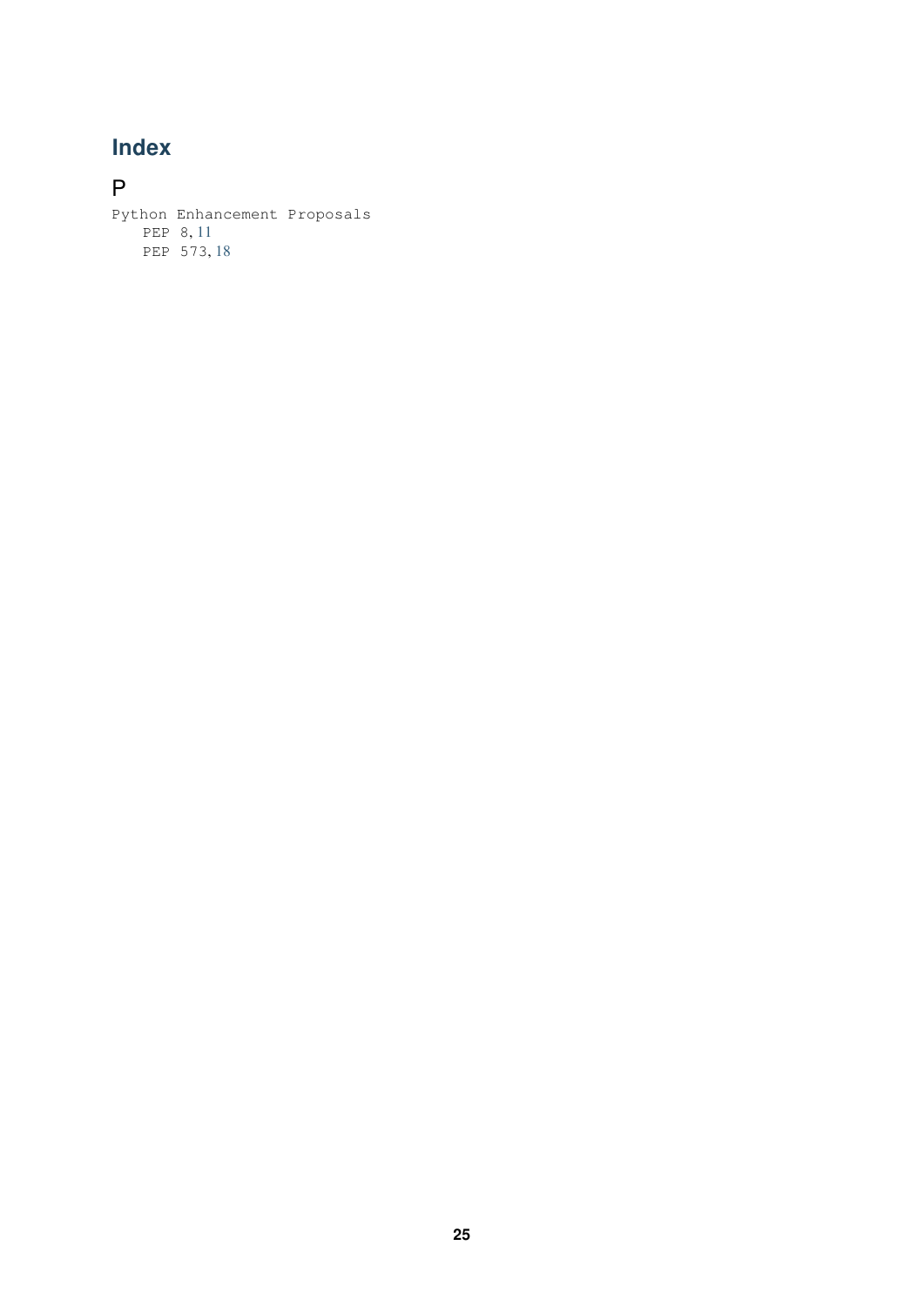# Index

## P

Python Enhancement Proposals
- PEP 8, 11
- PEP 573, 18